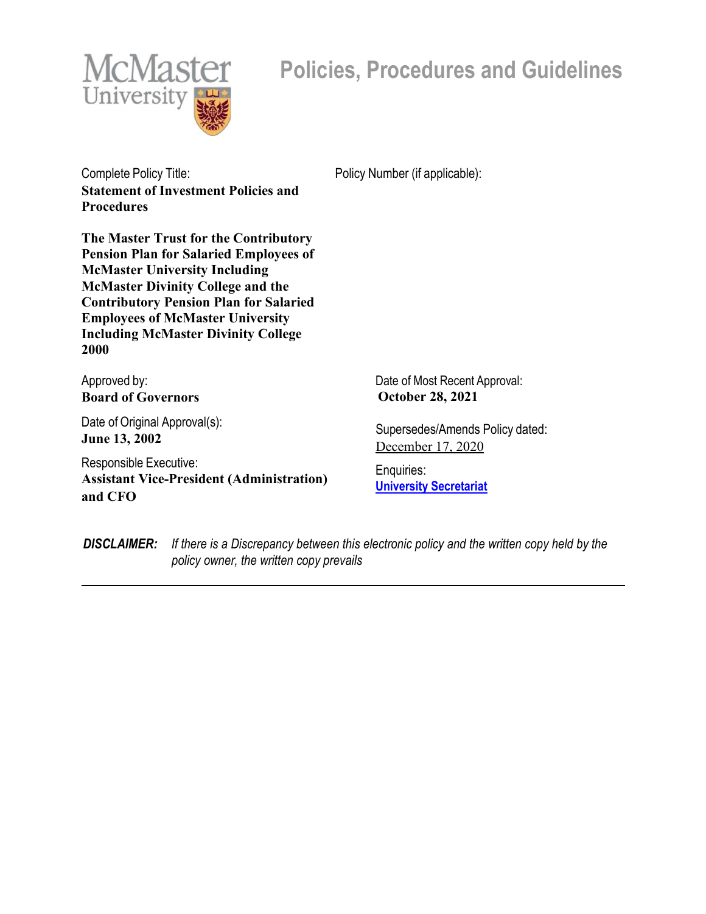McMaster University

# Policies, Procedures and Guidelines

Complete Policy Title:
**Statement of Investment Policies and Procedures**

**The Master Trust for the Contributory Pension Plan for Salaried Employees of McMaster University Including McMaster Divinity College and the Contributory Pension Plan for Salaried Employees of McMaster University Including McMaster Divinity College 2000**

Policy Number (if applicable):

Approved by:
**Board of Governors**

Date of Most Recent Approval:
**October 28, 2021**

Date of Original Approval(s):
**June 13, 2002**

Supersedes/Amends Policy dated:
December 17, 2020

Responsible Executive:
**Assistant Vice-President (Administration) and CFO**

Enquiries:
**University Secretariat**

***DISCLAIMER:*** *If there is a Discrepancy between this electronic policy and the written copy held by the policy owner, the written copy prevails*

---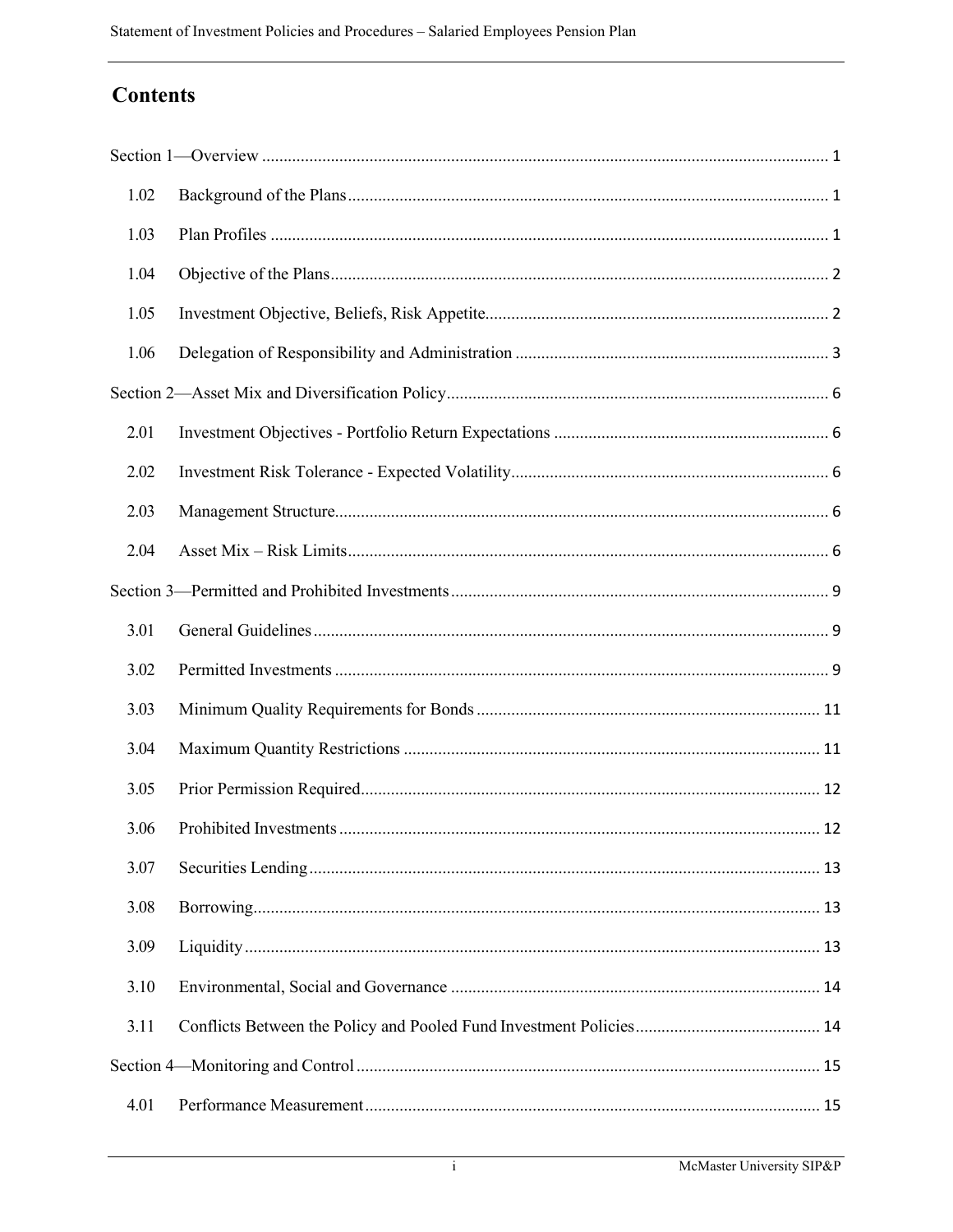# Contents

Section 1—Overview ..... 1

- 1.02 Background of the Plans ..... 1
- 1.03 Plan Profiles ..... 1
- 1.04 Objective of the Plans ..... 2
- 1.05 Investment Objective, Beliefs, Risk Appetite ..... 2
- 1.06 Delegation of Responsibility and Administration ..... 3

Section 2—Asset Mix and Diversification Policy ..... 6

- 2.01 Investment Objectives - Portfolio Return Expectations ..... 6
- 2.02 Investment Risk Tolerance - Expected Volatility ..... 6
- 2.03 Management Structure ..... 6
- 2.04 Asset Mix – Risk Limits ..... 6

Section 3—Permitted and Prohibited Investments ..... 9

- 3.01 General Guidelines ..... 9
- 3.02 Permitted Investments ..... 9
- 3.03 Minimum Quality Requirements for Bonds ..... 11
- 3.04 Maximum Quantity Restrictions ..... 11
- 3.05 Prior Permission Required ..... 12
- 3.06 Prohibited Investments ..... 12
- 3.07 Securities Lending ..... 13
- 3.08 Borrowing ..... 13
- 3.09 Liquidity ..... 13
- 3.10 Environmental, Social and Governance ..... 14
- 3.11 Conflicts Between the Policy and Pooled Fund Investment Policies ..... 14

Section 4—Monitoring and Control ..... 15

- 4.01 Performance Measurement ..... 15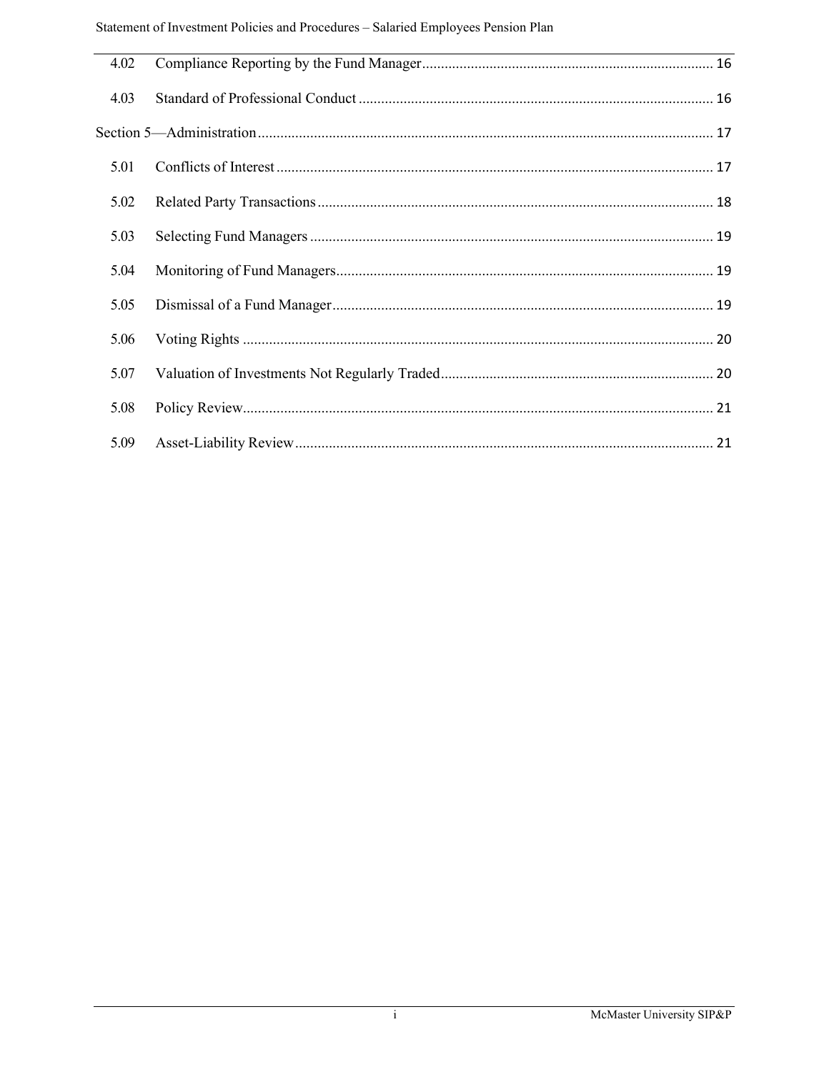| | | |
|---|---|---|
| 4.02 | Compliance Reporting by the Fund Manager | 16 |
| 4.03 | Standard of Professional Conduct | 16 |
| Section 5—Administration | | 17 |
| 5.01 | Conflicts of Interest | 17 |
| 5.02 | Related Party Transactions | 18 |
| 5.03 | Selecting Fund Managers | 19 |
| 5.04 | Monitoring of Fund Managers | 19 |
| 5.05 | Dismissal of a Fund Manager | 19 |
| 5.06 | Voting Rights | 20 |
| 5.07 | Valuation of Investments Not Regularly Traded | 20 |
| 5.08 | Policy Review | 21 |
| 5.09 | Asset-Liability Review | 21 |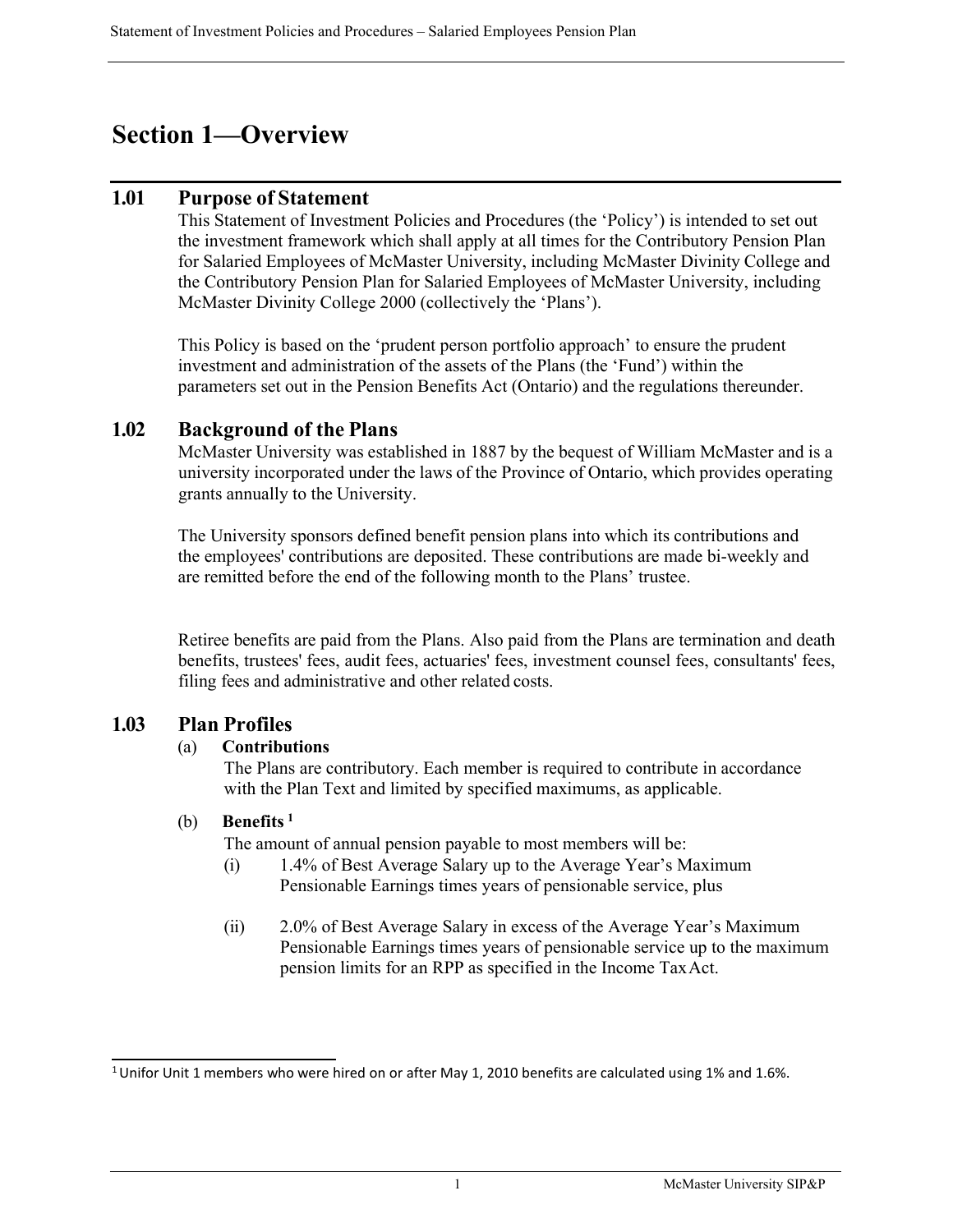# Section 1—Overview

## 1.01 Purpose of Statement

This Statement of Investment Policies and Procedures (the 'Policy') is intended to set out the investment framework which shall apply at all times for the Contributory Pension Plan for Salaried Employees of McMaster University, including McMaster Divinity College and the Contributory Pension Plan for Salaried Employees of McMaster University, including McMaster Divinity College 2000 (collectively the 'Plans').

This Policy is based on the 'prudent person portfolio approach' to ensure the prudent investment and administration of the assets of the Plans (the 'Fund') within the parameters set out in the Pension Benefits Act (Ontario) and the regulations thereunder.

## 1.02 Background of the Plans

McMaster University was established in 1887 by the bequest of William McMaster and is a university incorporated under the laws of the Province of Ontario, which provides operating grants annually to the University.

The University sponsors defined benefit pension plans into which its contributions and the employees' contributions are deposited. These contributions are made bi-weekly and are remitted before the end of the following month to the Plans' trustee.

Retiree benefits are paid from the Plans. Also paid from the Plans are termination and death benefits, trustees' fees, audit fees, actuaries' fees, investment counsel fees, consultants' fees, filing fees and administrative and other related costs.

## 1.03 Plan Profiles

(a) **Contributions**

The Plans are contributory. Each member is required to contribute in accordance with the Plan Text and limited by specified maximums, as applicable.

(b) **Benefits** [1]

The amount of annual pension payable to most members will be:

(i) 1.4% of Best Average Salary up to the Average Year's Maximum Pensionable Earnings times years of pensionable service, plus

(ii) 2.0% of Best Average Salary in excess of the Average Year's Maximum Pensionable Earnings times years of pensionable service up to the maximum pension limits for an RPP as specified in the Income Tax Act.

---

[1] Unifor Unit 1 members who were hired on or after May 1, 2010 benefits are calculated using 1% and 1.6%.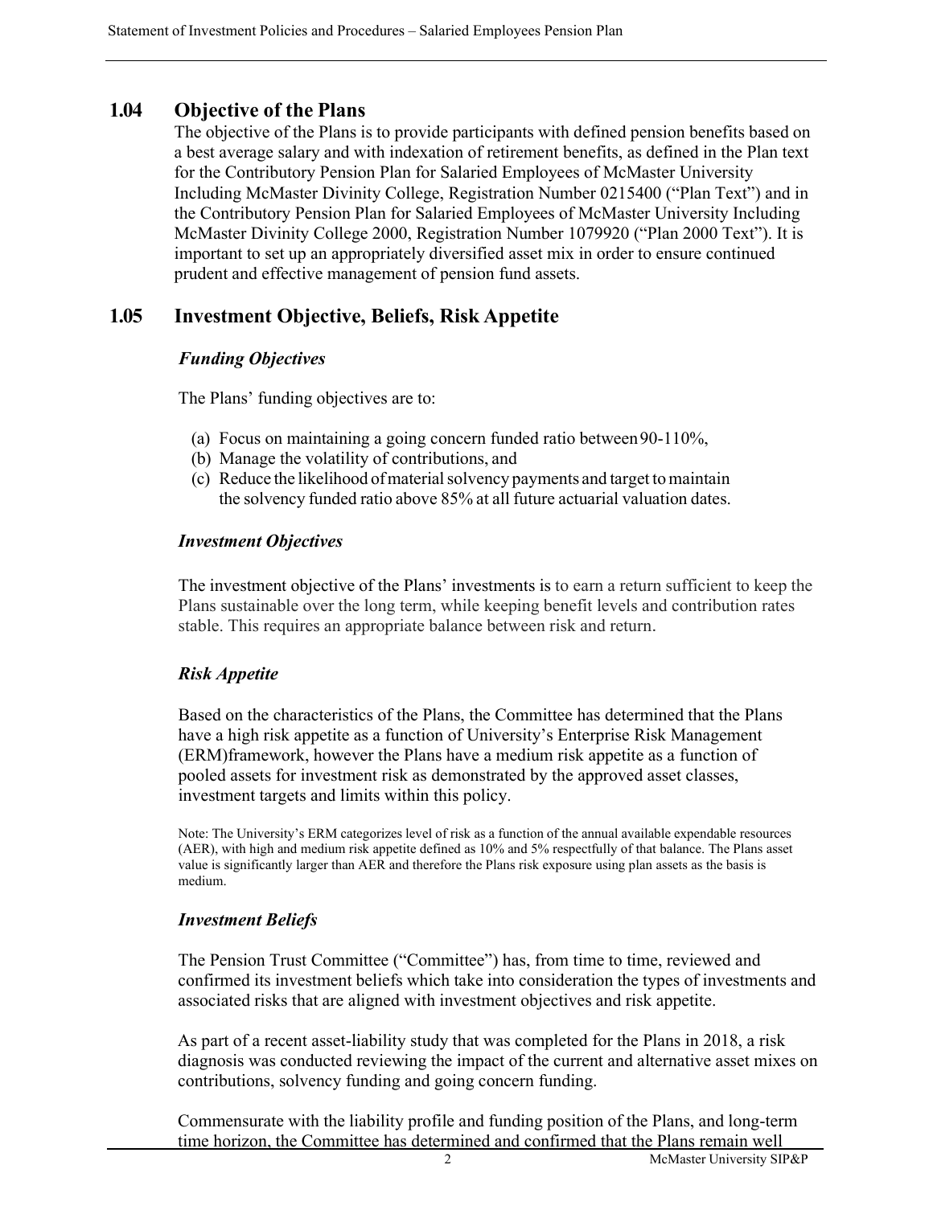## 1.04 Objective of the Plans

The objective of the Plans is to provide participants with defined pension benefits based on a best average salary and with indexation of retirement benefits, as defined in the Plan text for the Contributory Pension Plan for Salaried Employees of McMaster University Including McMaster Divinity College, Registration Number 0215400 ("Plan Text") and in the Contributory Pension Plan for Salaried Employees of McMaster University Including McMaster Divinity College 2000, Registration Number 1079920 ("Plan 2000 Text"). It is important to set up an appropriately diversified asset mix in order to ensure continued prudent and effective management of pension fund assets.

## 1.05 Investment Objective, Beliefs, Risk Appetite

### *Funding Objectives*

The Plans' funding objectives are to:

(a) Focus on maintaining a going concern funded ratio between 90-110%,
(b) Manage the volatility of contributions, and
(c) Reduce the likelihood of material solvency payments and target to maintain the solvency funded ratio above 85% at all future actuarial valuation dates.

### *Investment Objectives*

The investment objective of the Plans' investments is to earn a return sufficient to keep the Plans sustainable over the long term, while keeping benefit levels and contribution rates stable. This requires an appropriate balance between risk and return.

### *Risk Appetite*

Based on the characteristics of the Plans, the Committee has determined that the Plans have a high risk appetite as a function of University's Enterprise Risk Management (ERM)framework, however the Plans have a medium risk appetite as a function of pooled assets for investment risk as demonstrated by the approved asset classes, investment targets and limits within this policy.

Note: The University's ERM categorizes level of risk as a function of the annual available expendable resources (AER), with high and medium risk appetite defined as 10% and 5% respectfully of that balance. The Plans asset value is significantly larger than AER and therefore the Plans risk exposure using plan assets as the basis is medium.

### *Investment Beliefs*

The Pension Trust Committee ("Committee") has, from time to time, reviewed and confirmed its investment beliefs which take into consideration the types of investments and associated risks that are aligned with investment objectives and risk appetite.

As part of a recent asset-liability study that was completed for the Plans in 2018, a risk diagnosis was conducted reviewing the impact of the current and alternative asset mixes on contributions, solvency funding and going concern funding.

Commensurate with the liability profile and funding position of the Plans, and long-term time horizon, the Committee has determined and confirmed that the Plans remain well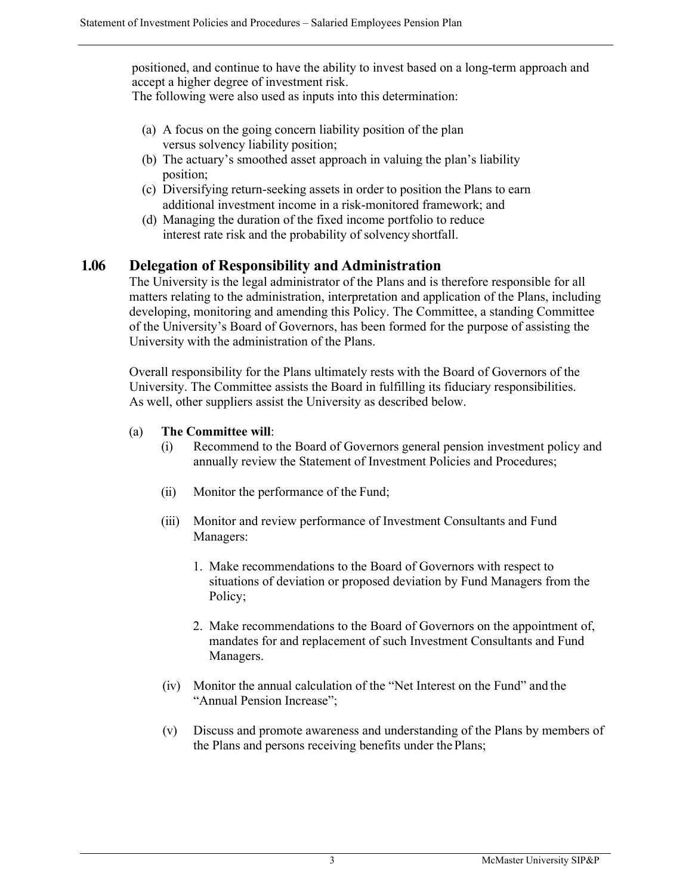positioned, and continue to have the ability to invest based on a long-term approach and accept a higher degree of investment risk.
The following were also used as inputs into this determination:

(a) A focus on the going concern liability position of the plan versus solvency liability position;
(b) The actuary's smoothed asset approach in valuing the plan's liability position;
(c) Diversifying return-seeking assets in order to position the Plans to earn additional investment income in a risk-monitored framework; and
(d) Managing the duration of the fixed income portfolio to reduce interest rate risk and the probability of solvency shortfall.

## 1.06 Delegation of Responsibility and Administration

The University is the legal administrator of the Plans and is therefore responsible for all matters relating to the administration, interpretation and application of the Plans, including developing, monitoring and amending this Policy. The Committee, a standing Committee of the University's Board of Governors, has been formed for the purpose of assisting the University with the administration of the Plans.

Overall responsibility for the Plans ultimately rests with the Board of Governors of the University. The Committee assists the Board in fulfilling its fiduciary responsibilities. As well, other suppliers assist the University as described below.

(a) **The Committee will**:

(i) Recommend to the Board of Governors general pension investment policy and annually review the Statement of Investment Policies and Procedures;

(ii) Monitor the performance of the Fund;

(iii) Monitor and review performance of Investment Consultants and Fund Managers:

1. Make recommendations to the Board of Governors with respect to situations of deviation or proposed deviation by Fund Managers from the Policy;

2. Make recommendations to the Board of Governors on the appointment of, mandates for and replacement of such Investment Consultants and Fund Managers.

(iv) Monitor the annual calculation of the "Net Interest on the Fund" and the "Annual Pension Increase";

(v) Discuss and promote awareness and understanding of the Plans by members of the Plans and persons receiving benefits under the Plans;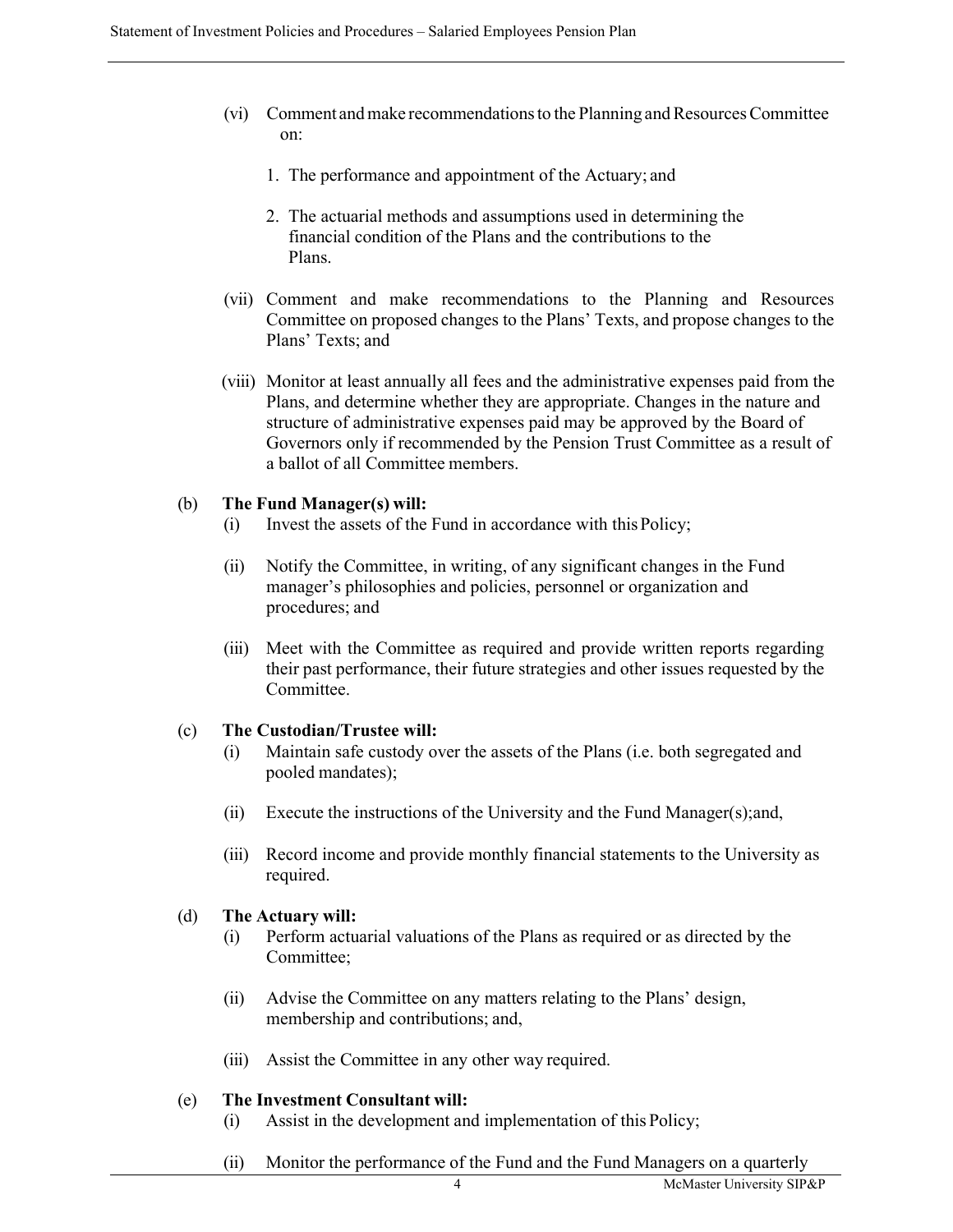(vi) Comment and make recommendations to the Planning and Resources Committee on:

1. The performance and appointment of the Actuary; and

2. The actuarial methods and assumptions used in determining the financial condition of the Plans and the contributions to the Plans.

(vii) Comment and make recommendations to the Planning and Resources Committee on proposed changes to the Plans' Texts, and propose changes to the Plans' Texts; and

(viii) Monitor at least annually all fees and the administrative expenses paid from the Plans, and determine whether they are appropriate. Changes in the nature and structure of administrative expenses paid may be approved by the Board of Governors only if recommended by the Pension Trust Committee as a result of a ballot of all Committee members.

(b) **The Fund Manager(s) will:**

(i) Invest the assets of the Fund in accordance with this Policy;

(ii) Notify the Committee, in writing, of any significant changes in the Fund manager's philosophies and policies, personnel or organization and procedures; and

(iii) Meet with the Committee as required and provide written reports regarding their past performance, their future strategies and other issues requested by the Committee.

(c) **The Custodian/Trustee will:**

(i) Maintain safe custody over the assets of the Plans (i.e. both segregated and pooled mandates);

(ii) Execute the instructions of the University and the Fund Manager(s);and,

(iii) Record income and provide monthly financial statements to the University as required.

(d) **The Actuary will:**

(i) Perform actuarial valuations of the Plans as required or as directed by the Committee;

(ii) Advise the Committee on any matters relating to the Plans' design, membership and contributions; and,

(iii) Assist the Committee in any other way required.

(e) **The Investment Consultant will:**

(i) Assist in the development and implementation of this Policy;

(ii) Monitor the performance of the Fund and the Fund Managers on a quarterly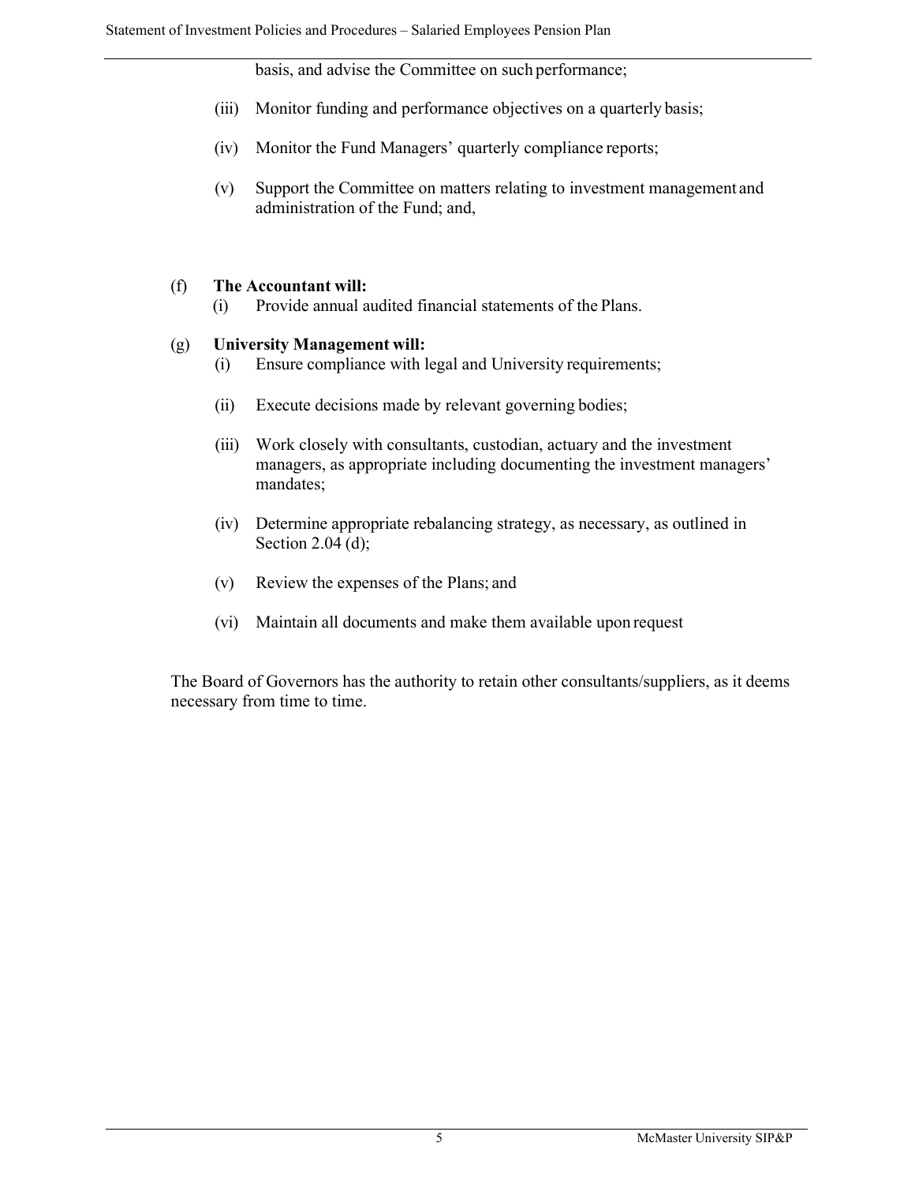basis, and advise the Committee on such performance;

(iii) Monitor funding and performance objectives on a quarterly basis;

(iv) Monitor the Fund Managers' quarterly compliance reports;

(v) Support the Committee on matters relating to investment management and administration of the Fund; and,

(f) **The Accountant will:**

(i) Provide annual audited financial statements of the Plans.

(g) **University Management will:**

(i) Ensure compliance with legal and University requirements;

(ii) Execute decisions made by relevant governing bodies;

(iii) Work closely with consultants, custodian, actuary and the investment managers, as appropriate including documenting the investment managers' mandates;

(iv) Determine appropriate rebalancing strategy, as necessary, as outlined in Section 2.04 (d);

(v) Review the expenses of the Plans; and

(vi) Maintain all documents and make them available upon request

The Board of Governors has the authority to retain other consultants/suppliers, as it deems necessary from time to time.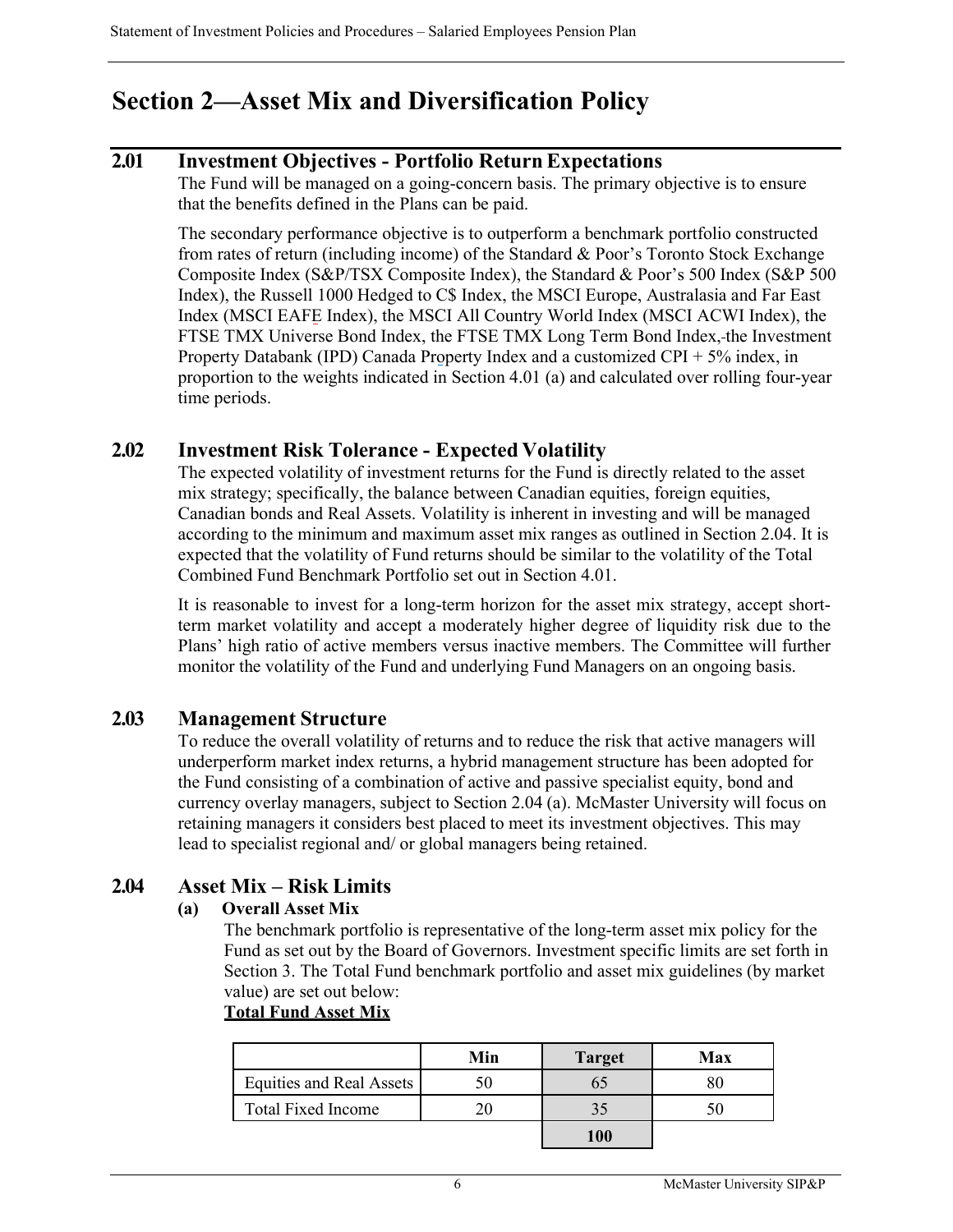# Section 2—Asset Mix and Diversification Policy

## 2.01 Investment Objectives - Portfolio Return Expectations

The Fund will be managed on a going-concern basis. The primary objective is to ensure that the benefits defined in the Plans can be paid.

The secondary performance objective is to outperform a benchmark portfolio constructed from rates of return (including income) of the Standard & Poor's Toronto Stock Exchange Composite Index (S&P/TSX Composite Index), the Standard & Poor's 500 Index (S&P 500 Index), the Russell 1000 Hedged to C$ Index, the MSCI Europe, Australasia and Far East Index (MSCI EAFE Index), the MSCI All Country World Index (MSCI ACWI Index), the FTSE TMX Universe Bond Index, the FTSE TMX Long Term Bond Index, the Investment Property Databank (IPD) Canada Property Index and a customized CPI + 5% index, in proportion to the weights indicated in Section 4.01 (a) and calculated over rolling four-year time periods.

## 2.02 Investment Risk Tolerance - Expected Volatility

The expected volatility of investment returns for the Fund is directly related to the asset mix strategy; specifically, the balance between Canadian equities, foreign equities, Canadian bonds and Real Assets. Volatility is inherent in investing and will be managed according to the minimum and maximum asset mix ranges as outlined in Section 2.04. It is expected that the volatility of Fund returns should be similar to the volatility of the Total Combined Fund Benchmark Portfolio set out in Section 4.01.

It is reasonable to invest for a long-term horizon for the asset mix strategy, accept short-term market volatility and accept a moderately higher degree of liquidity risk due to the Plans' high ratio of active members versus inactive members. The Committee will further monitor the volatility of the Fund and underlying Fund Managers on an ongoing basis.

## 2.03 Management Structure

To reduce the overall volatility of returns and to reduce the risk that active managers will underperform market index returns, a hybrid management structure has been adopted for the Fund consisting of a combination of active and passive specialist equity, bond and currency overlay managers, subject to Section 2.04 (a). McMaster University will focus on retaining managers it considers best placed to meet its investment objectives. This may lead to specialist regional and/ or global managers being retained.

## 2.04 Asset Mix – Risk Limits

**(a) Overall Asset Mix**

The benchmark portfolio is representative of the long-term asset mix policy for the Fund as set out by the Board of Governors. Investment specific limits are set forth in Section 3. The Total Fund benchmark portfolio and asset mix guidelines (by market value) are set out below:

**Total Fund Asset Mix**

| | Min | Target | Max |
|---|---|---|---|
| Equities and Real Assets | 50 | 65 | 80 |
| Total Fixed Income | 20 | 35 | 50 |
| | | **100** | |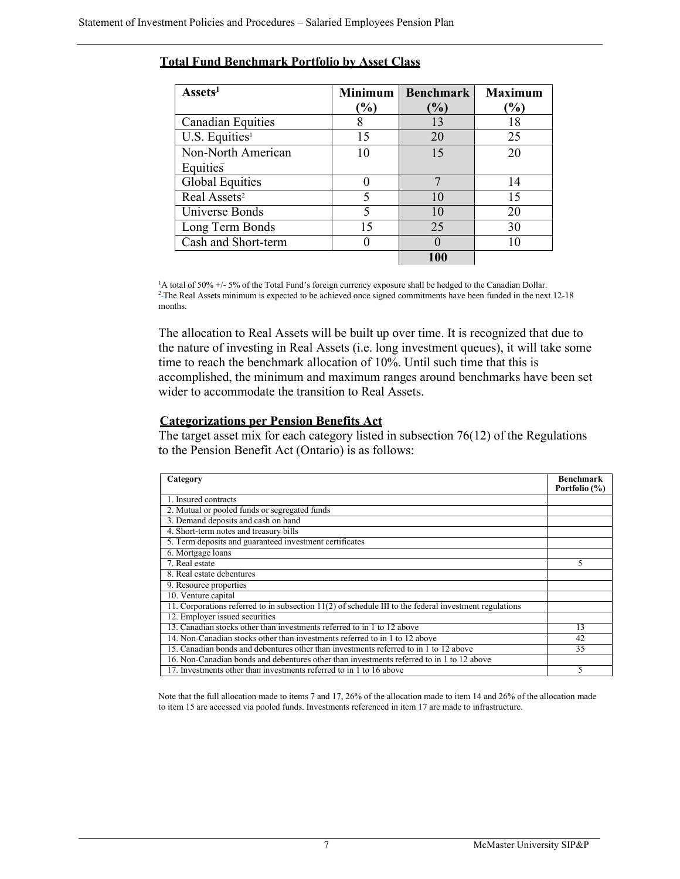### Total Fund Benchmark Portfolio by Asset Class

| Assets[1] | Minimum (%) | Benchmark (%) | Maximum (%) |
|---|---|---|---|
| Canadian Equities | 8 | 13 | 18 |
| U.S. Equities[1] | 15 | 20 | 25 |
| Non-North American Equities | 10 | 15 | 20 |
| Global Equities | 0 | 7 | 14 |
| Real Assets[2] | 5 | 10 | 15 |
| Universe Bonds | 5 | 10 | 20 |
| Long Term Bonds | 15 | 25 | 30 |
| Cash and Short-term | 0 | 0 | 10 |
| | | **100** | |

[1]A total of 50% +/- 5% of the Total Fund's foreign currency exposure shall be hedged to the Canadian Dollar.
[2] The Real Assets minimum is expected to be achieved once signed commitments have been funded in the next 12-18 months.

The allocation to Real Assets will be built up over time. It is recognized that due to the nature of investing in Real Assets (i.e. long investment queues), it will take some time to reach the benchmark allocation of 10%. Until such time that this is accomplished, the minimum and maximum ranges around benchmarks have been set wider to accommodate the transition to Real Assets.

### Categorizations per Pension Benefits Act

The target asset mix for each category listed in subsection 76(12) of the Regulations to the Pension Benefit Act (Ontario) is as follows:

| Category | Benchmark Portfolio (%) |
|---|---|
| 1. Insured contracts | |
| 2. Mutual or pooled funds or segregated funds | |
| 3. Demand deposits and cash on hand | |
| 4. Short-term notes and treasury bills | |
| 5. Term deposits and guaranteed investment certificates | |
| 6. Mortgage loans | |
| 7. Real estate | 5 |
| 8. Real estate debentures | |
| 9. Resource properties | |
| 10. Venture capital | |
| 11. Corporations referred to in subsection 11(2) of schedule III to the federal investment regulations | |
| 12. Employer issued securities | |
| 13. Canadian stocks other than investments referred to in 1 to 12 above | 13 |
| 14. Non-Canadian stocks other than investments referred to in 1 to 12 above | 42 |
| 15. Canadian bonds and debentures other than investments referred to in 1 to 12 above | 35 |
| 16. Non-Canadian bonds and debentures other than investments referred to in 1 to 12 above | |
| 17. Investments other than investments referred to in 1 to 16 above | 5 |

Note that the full allocation made to items 7 and 17, 26% of the allocation made to item 14 and 26% of the allocation made to item 15 are accessed via pooled funds. Investments referenced in item 17 are made to infrastructure.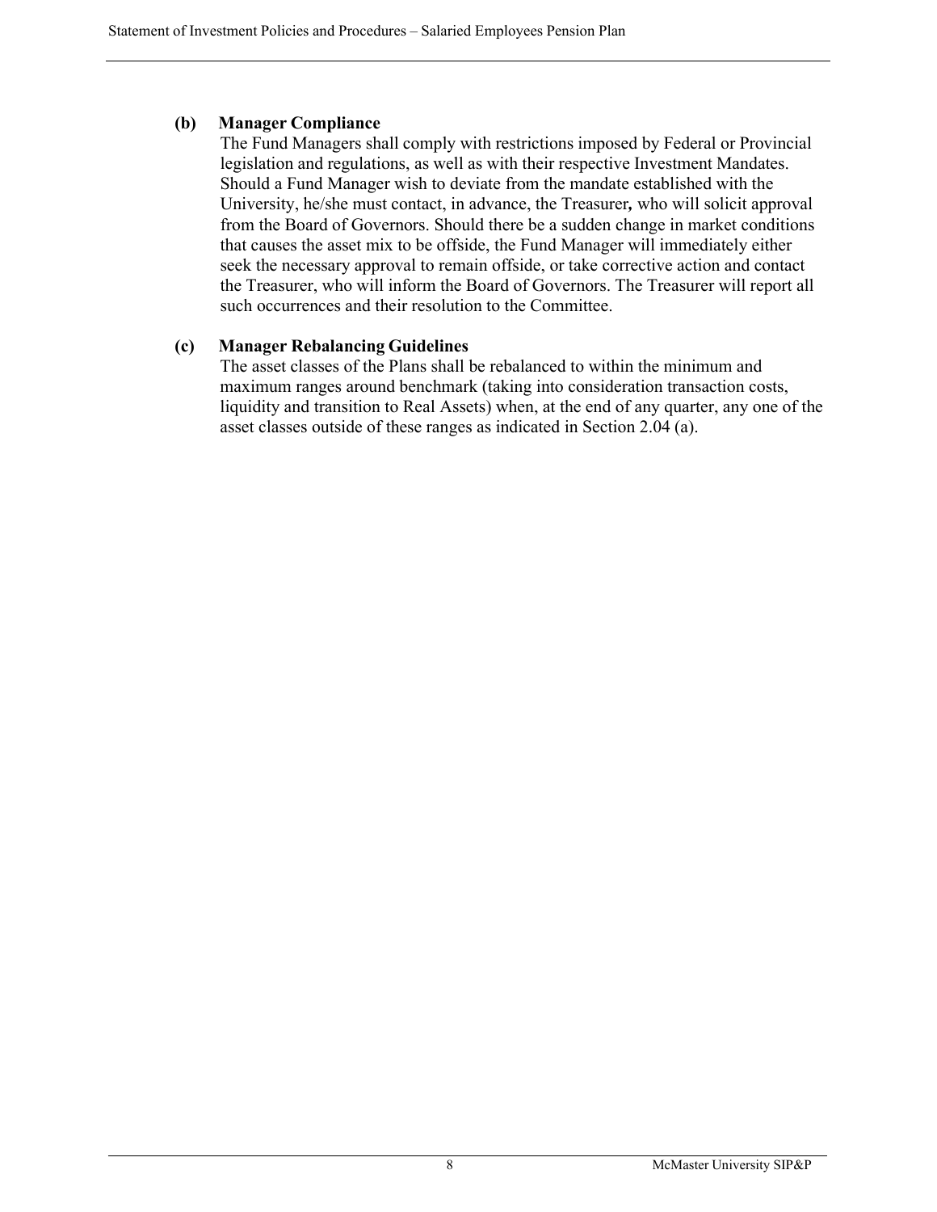**(b) Manager Compliance**

The Fund Managers shall comply with restrictions imposed by Federal or Provincial legislation and regulations, as well as with their respective Investment Mandates. Should a Fund Manager wish to deviate from the mandate established with the University, he/she must contact, in advance, the Treasurer**,** who will solicit approval from the Board of Governors. Should there be a sudden change in market conditions that causes the asset mix to be offside, the Fund Manager will immediately either seek the necessary approval to remain offside, or take corrective action and contact the Treasurer, who will inform the Board of Governors. The Treasurer will report all such occurrences and their resolution to the Committee.

**(c) Manager Rebalancing Guidelines**

The asset classes of the Plans shall be rebalanced to within the minimum and maximum ranges around benchmark (taking into consideration transaction costs, liquidity and transition to Real Assets) when, at the end of any quarter, any one of the asset classes outside of these ranges as indicated in Section 2.04 (a).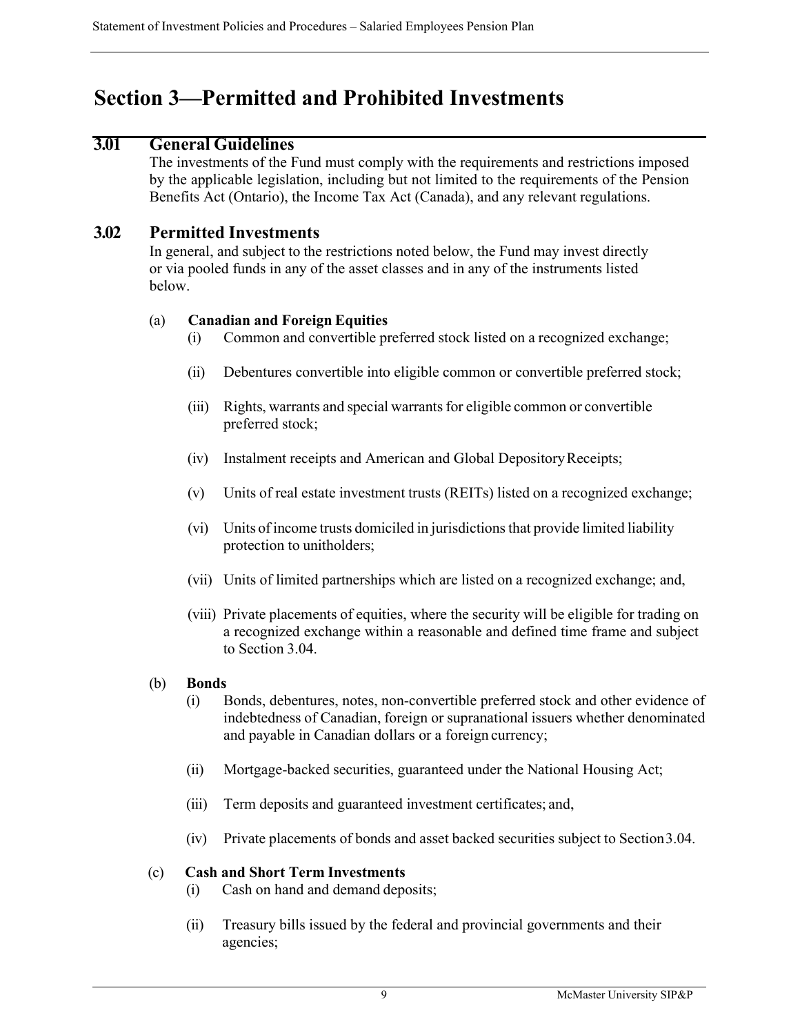# Section 3—Permitted and Prohibited Investments

## 3.01 General Guidelines

The investments of the Fund must comply with the requirements and restrictions imposed by the applicable legislation, including but not limited to the requirements of the Pension Benefits Act (Ontario), the Income Tax Act (Canada), and any relevant regulations.

## 3.02 Permitted Investments

In general, and subject to the restrictions noted below, the Fund may invest directly or via pooled funds in any of the asset classes and in any of the instruments listed below.

(a) **Canadian and Foreign Equities**

(i) Common and convertible preferred stock listed on a recognized exchange;

(ii) Debentures convertible into eligible common or convertible preferred stock;

(iii) Rights, warrants and special warrants for eligible common or convertible preferred stock;

(iv) Instalment receipts and American and Global Depository Receipts;

(v) Units of real estate investment trusts (REITs) listed on a recognized exchange;

(vi) Units of income trusts domiciled in jurisdictions that provide limited liability protection to unitholders;

(vii) Units of limited partnerships which are listed on a recognized exchange; and,

(viii) Private placements of equities, where the security will be eligible for trading on a recognized exchange within a reasonable and defined time frame and subject to Section 3.04.

(b) **Bonds**

(i) Bonds, debentures, notes, non-convertible preferred stock and other evidence of indebtedness of Canadian, foreign or supranational issuers whether denominated and payable in Canadian dollars or a foreign currency;

(ii) Mortgage-backed securities, guaranteed under the National Housing Act;

(iii) Term deposits and guaranteed investment certificates; and,

(iv) Private placements of bonds and asset backed securities subject to Section 3.04.

(c) **Cash and Short Term Investments**

(i) Cash on hand and demand deposits;

(ii) Treasury bills issued by the federal and provincial governments and their agencies;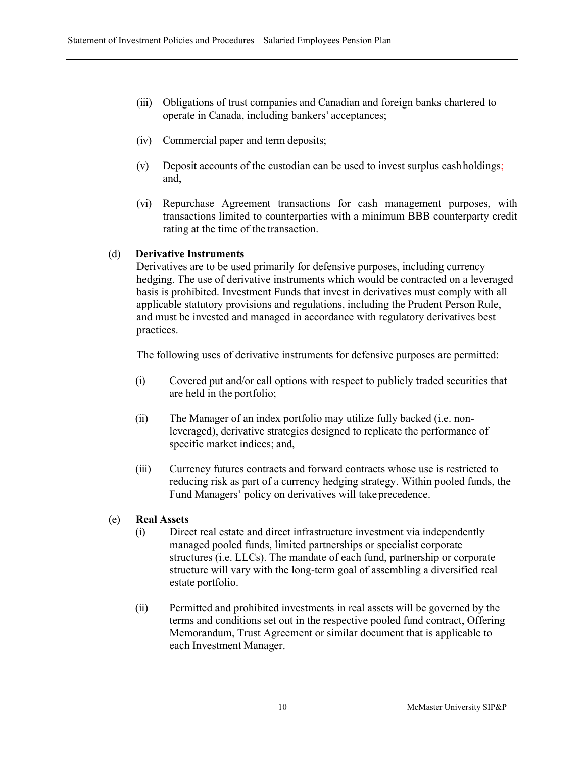(iii) Obligations of trust companies and Canadian and foreign banks chartered to operate in Canada, including bankers' acceptances;

(iv) Commercial paper and term deposits;

(v) Deposit accounts of the custodian can be used to invest surplus cash holdings; and,

(vi) Repurchase Agreement transactions for cash management purposes, with transactions limited to counterparties with a minimum BBB counterparty credit rating at the time of the transaction.

(d) **Derivative Instruments**

Derivatives are to be used primarily for defensive purposes, including currency hedging. The use of derivative instruments which would be contracted on a leveraged basis is prohibited. Investment Funds that invest in derivatives must comply with all applicable statutory provisions and regulations, including the Prudent Person Rule, and must be invested and managed in accordance with regulatory derivatives best practices.

The following uses of derivative instruments for defensive purposes are permitted:

(i) Covered put and/or call options with respect to publicly traded securities that are held in the portfolio;

(ii) The Manager of an index portfolio may utilize fully backed (i.e. non-leveraged), derivative strategies designed to replicate the performance of specific market indices; and,

(iii) Currency futures contracts and forward contracts whose use is restricted to reducing risk as part of a currency hedging strategy. Within pooled funds, the Fund Managers' policy on derivatives will take precedence.

(e) **Real Assets**

(i) Direct real estate and direct infrastructure investment via independently managed pooled funds, limited partnerships or specialist corporate structures (i.e. LLCs). The mandate of each fund, partnership or corporate structure will vary with the long-term goal of assembling a diversified real estate portfolio.

(ii) Permitted and prohibited investments in real assets will be governed by the terms and conditions set out in the respective pooled fund contract, Offering Memorandum, Trust Agreement or similar document that is applicable to each Investment Manager.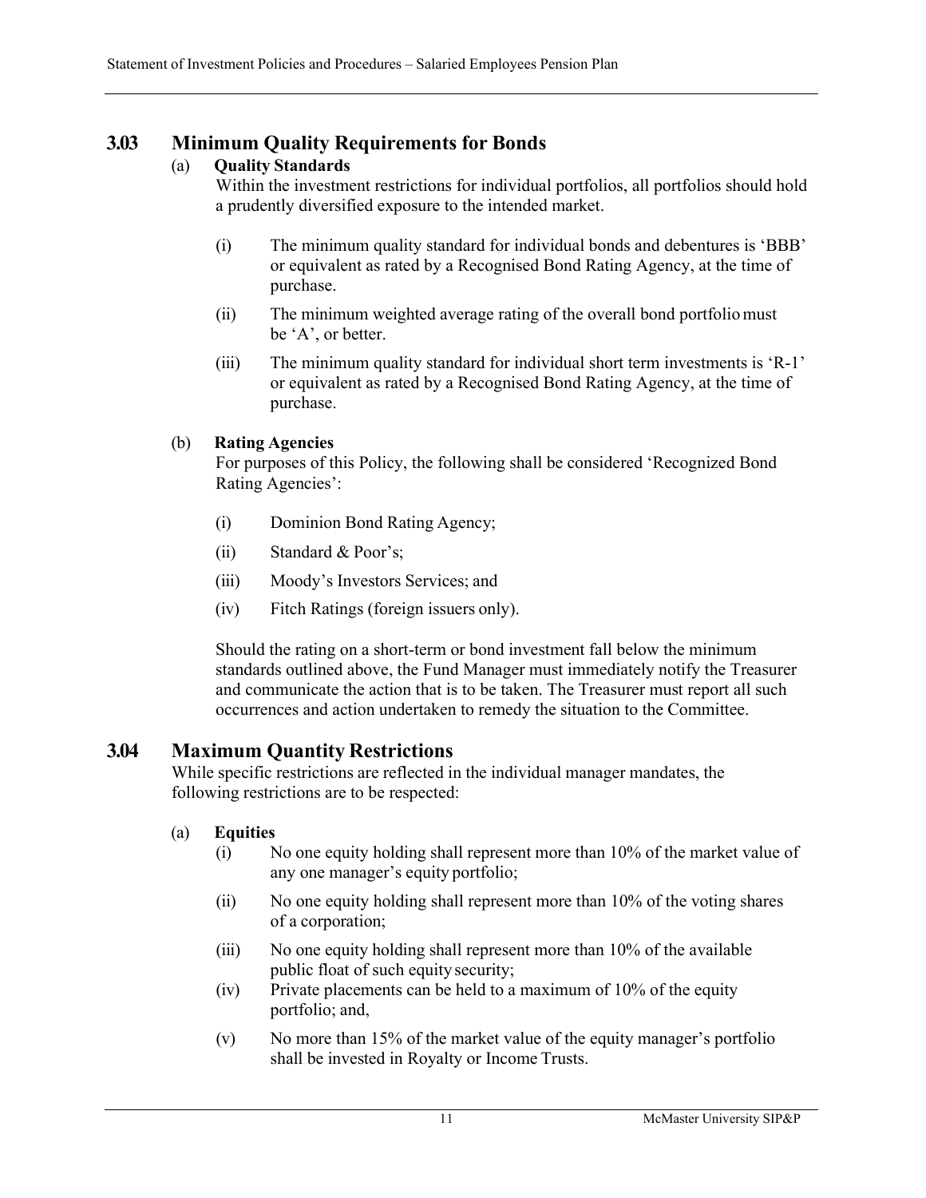## 3.03 Minimum Quality Requirements for Bonds

(a) **Quality Standards**

Within the investment restrictions for individual portfolios, all portfolios should hold a prudently diversified exposure to the intended market.

(i) The minimum quality standard for individual bonds and debentures is 'BBB' or equivalent as rated by a Recognised Bond Rating Agency, at the time of purchase.

(ii) The minimum weighted average rating of the overall bond portfolio must be 'A', or better.

(iii) The minimum quality standard for individual short term investments is 'R-1' or equivalent as rated by a Recognised Bond Rating Agency, at the time of purchase.

(b) **Rating Agencies**

For purposes of this Policy, the following shall be considered 'Recognized Bond Rating Agencies':

(i) Dominion Bond Rating Agency;

(ii) Standard & Poor's;

(iii) Moody's Investors Services; and

(iv) Fitch Ratings (foreign issuers only).

Should the rating on a short-term or bond investment fall below the minimum standards outlined above, the Fund Manager must immediately notify the Treasurer and communicate the action that is to be taken. The Treasurer must report all such occurrences and action undertaken to remedy the situation to the Committee.

## 3.04 Maximum Quantity Restrictions

While specific restrictions are reflected in the individual manager mandates, the following restrictions are to be respected:

(a) **Equities**

(i) No one equity holding shall represent more than 10% of the market value of any one manager's equity portfolio;

(ii) No one equity holding shall represent more than 10% of the voting shares of a corporation;

(iii) No one equity holding shall represent more than 10% of the available public float of such equity security;

(iv) Private placements can be held to a maximum of 10% of the equity portfolio; and,

(v) No more than 15% of the market value of the equity manager's portfolio shall be invested in Royalty or Income Trusts.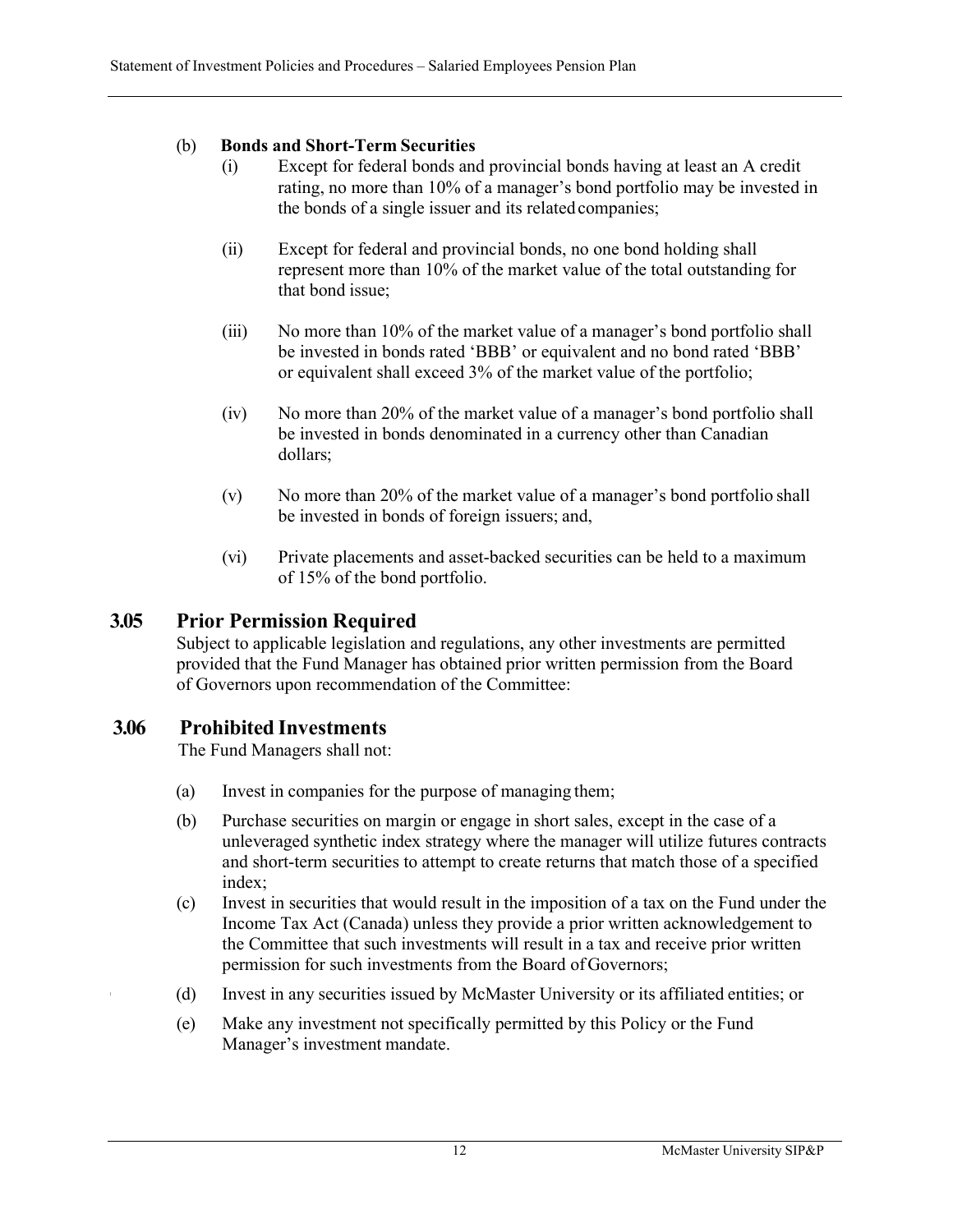(b) **Bonds and Short-Term Securities**

- (i) Except for federal bonds and provincial bonds having at least an A credit rating, no more than 10% of a manager's bond portfolio may be invested in the bonds of a single issuer and its related companies;

- (ii) Except for federal and provincial bonds, no one bond holding shall represent more than 10% of the market value of the total outstanding for that bond issue;

- (iii) No more than 10% of the market value of a manager's bond portfolio shall be invested in bonds rated 'BBB' or equivalent and no bond rated 'BBB' or equivalent shall exceed 3% of the market value of the portfolio;

- (iv) No more than 20% of the market value of a manager's bond portfolio shall be invested in bonds denominated in a currency other than Canadian dollars;

- (v) No more than 20% of the market value of a manager's bond portfolio shall be invested in bonds of foreign issuers; and,

- (vi) Private placements and asset-backed securities can be held to a maximum of 15% of the bond portfolio.

## 3.05 Prior Permission Required

Subject to applicable legislation and regulations, any other investments are permitted provided that the Fund Manager has obtained prior written permission from the Board of Governors upon recommendation of the Committee:

## 3.06 Prohibited Investments

The Fund Managers shall not:

- (a) Invest in companies for the purpose of managing them;
- (b) Purchase securities on margin or engage in short sales, except in the case of a unleveraged synthetic index strategy where the manager will utilize futures contracts and short-term securities to attempt to create returns that match those of a specified index;
- (c) Invest in securities that would result in the imposition of a tax on the Fund under the Income Tax Act (Canada) unless they provide a prior written acknowledgement to the Committee that such investments will result in a tax and receive prior written permission for such investments from the Board of Governors;
- (d) Invest in any securities issued by McMaster University or its affiliated entities; or
- (e) Make any investment not specifically permitted by this Policy or the Fund Manager's investment mandate.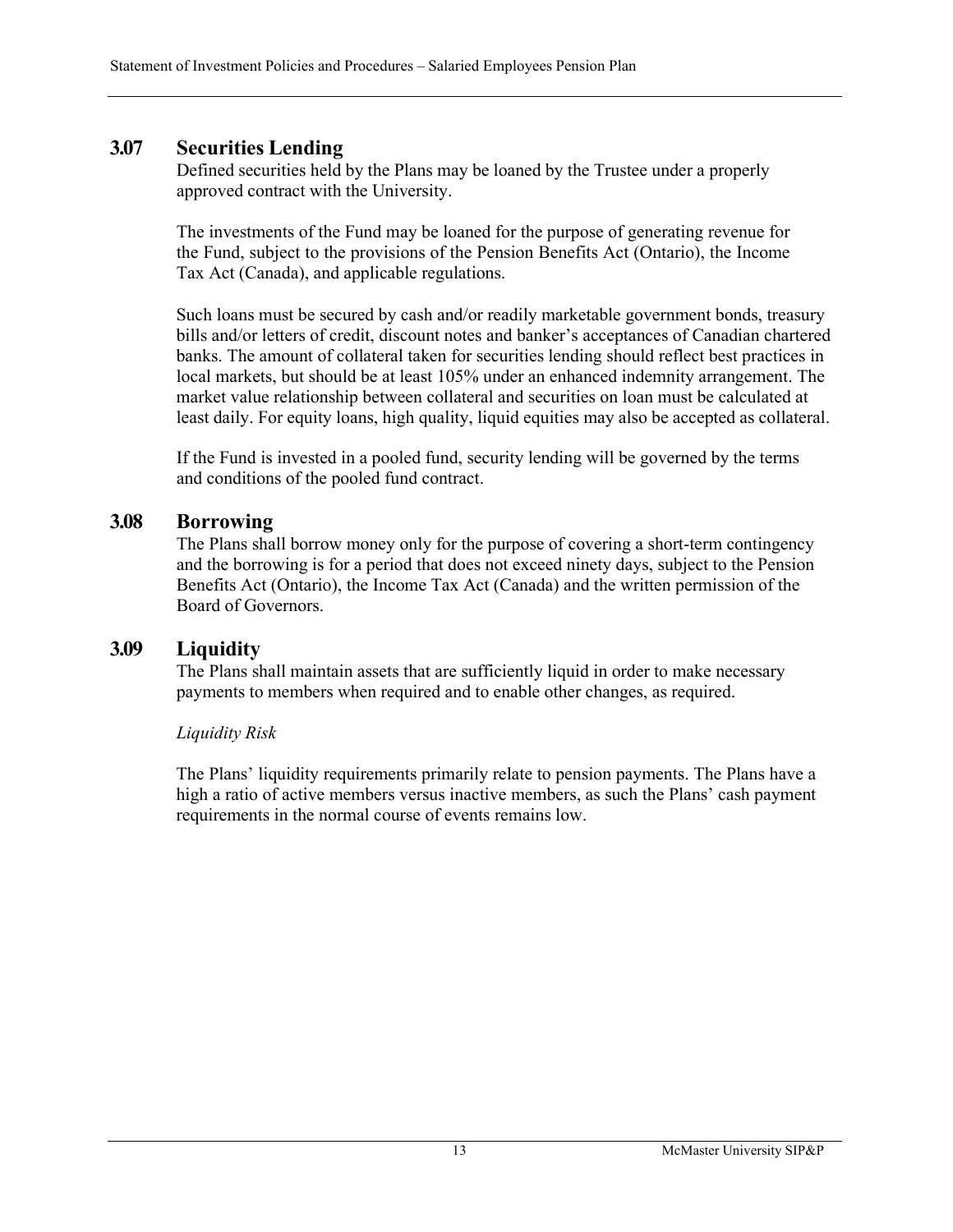## 3.07 Securities Lending

Defined securities held by the Plans may be loaned by the Trustee under a properly approved contract with the University.

The investments of the Fund may be loaned for the purpose of generating revenue for the Fund, subject to the provisions of the Pension Benefits Act (Ontario), the Income Tax Act (Canada), and applicable regulations.

Such loans must be secured by cash and/or readily marketable government bonds, treasury bills and/or letters of credit, discount notes and banker's acceptances of Canadian chartered banks. The amount of collateral taken for securities lending should reflect best practices in local markets, but should be at least 105% under an enhanced indemnity arrangement. The market value relationship between collateral and securities on loan must be calculated at least daily. For equity loans, high quality, liquid equities may also be accepted as collateral.

If the Fund is invested in a pooled fund, security lending will be governed by the terms and conditions of the pooled fund contract.

## 3.08 Borrowing

The Plans shall borrow money only for the purpose of covering a short-term contingency and the borrowing is for a period that does not exceed ninety days, subject to the Pension Benefits Act (Ontario), the Income Tax Act (Canada) and the written permission of the Board of Governors.

## 3.09 Liquidity

The Plans shall maintain assets that are sufficiently liquid in order to make necessary payments to members when required and to enable other changes, as required.

*Liquidity Risk*

The Plans' liquidity requirements primarily relate to pension payments. The Plans have a high a ratio of active members versus inactive members, as such the Plans' cash payment requirements in the normal course of events remains low.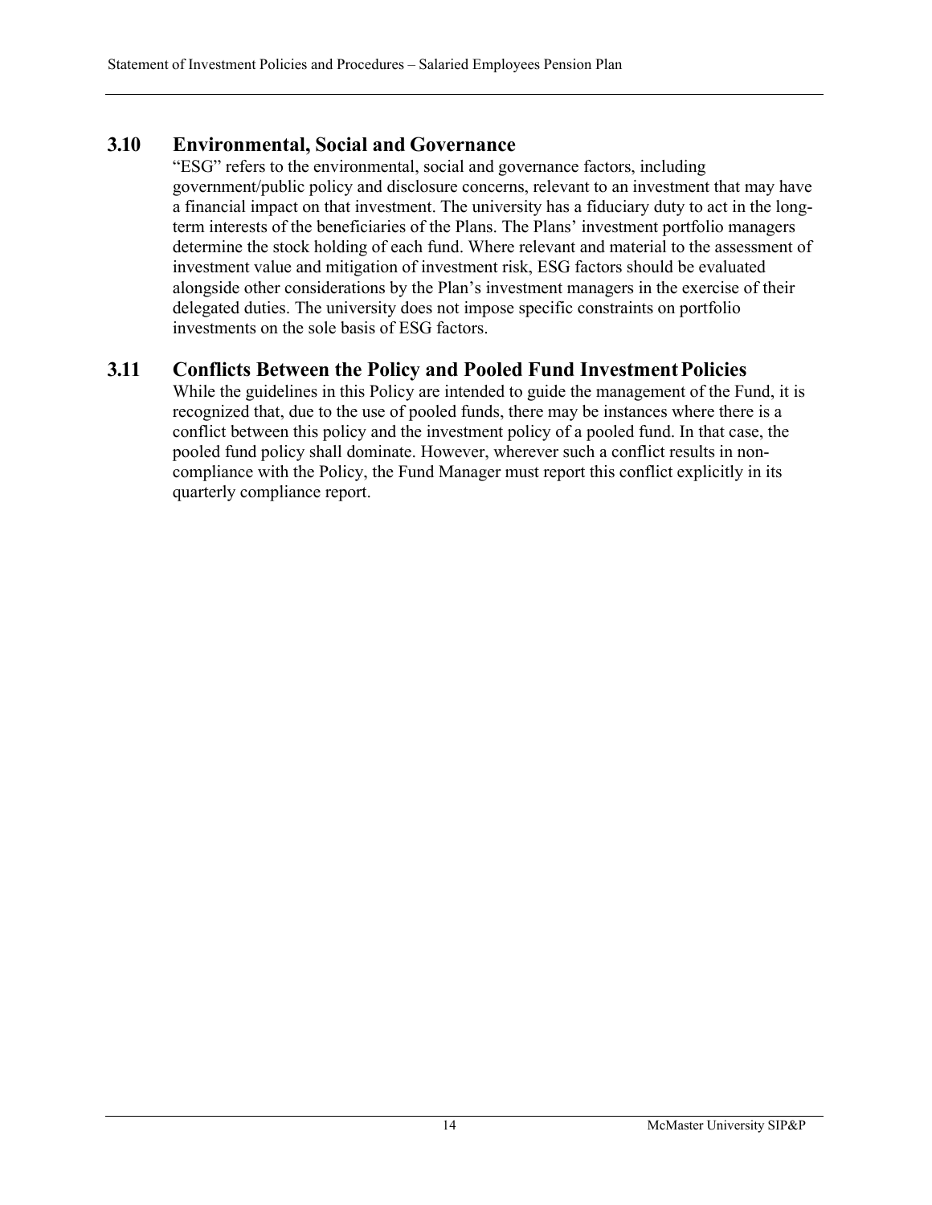## 3.10 Environmental, Social and Governance

"ESG" refers to the environmental, social and governance factors, including government/public policy and disclosure concerns, relevant to an investment that may have a financial impact on that investment. The university has a fiduciary duty to act in the long-term interests of the beneficiaries of the Plans. The Plans' investment portfolio managers determine the stock holding of each fund. Where relevant and material to the assessment of investment value and mitigation of investment risk, ESG factors should be evaluated alongside other considerations by the Plan's investment managers in the exercise of their delegated duties. The university does not impose specific constraints on portfolio investments on the sole basis of ESG factors.

## 3.11 Conflicts Between the Policy and Pooled Fund Investment Policies

While the guidelines in this Policy are intended to guide the management of the Fund, it is recognized that, due to the use of pooled funds, there may be instances where there is a conflict between this policy and the investment policy of a pooled fund. In that case, the pooled fund policy shall dominate. However, wherever such a conflict results in non-compliance with the Policy, the Fund Manager must report this conflict explicitly in its quarterly compliance report.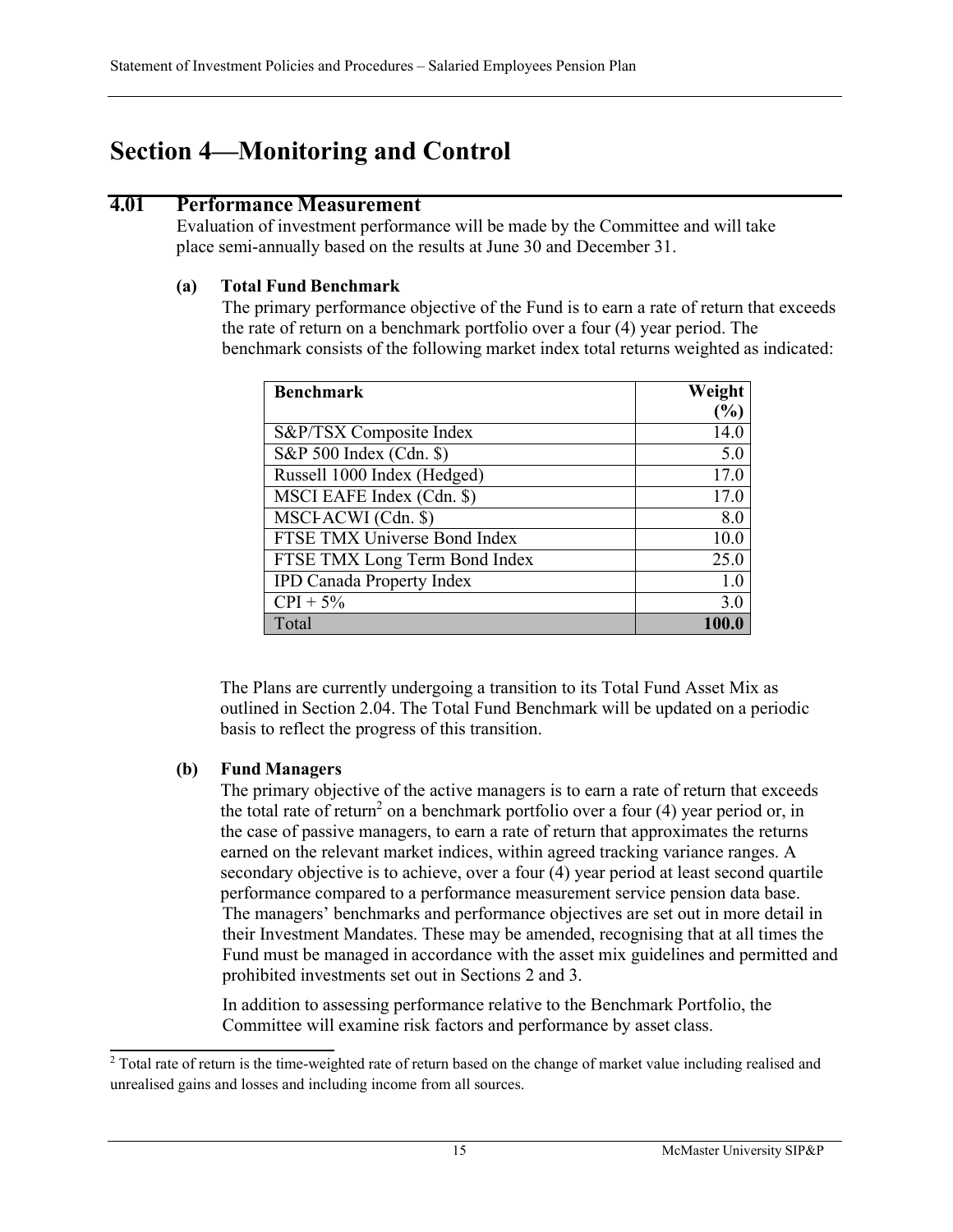# Section 4—Monitoring and Control

## 4.01 Performance Measurement

Evaluation of investment performance will be made by the Committee and will take place semi-annually based on the results at June 30 and December 31.

### (a) Total Fund Benchmark

The primary performance objective of the Fund is to earn a rate of return that exceeds the rate of return on a benchmark portfolio over a four (4) year period. The benchmark consists of the following market index total returns weighted as indicated:

| Benchmark | Weight (%) |
|---|---:|
| S&P/TSX Composite Index | 14.0 |
| S&P 500 Index (Cdn. $) | 5.0 |
| Russell 1000 Index (Hedged) | 17.0 |
| MSCI EAFE Index (Cdn. $) | 17.0 |
| MSCI-ACWI (Cdn. $) | 8.0 |
| FTSE TMX Universe Bond Index | 10.0 |
| FTSE TMX Long Term Bond Index | 25.0 |
| IPD Canada Property Index | 1.0 |
| CPI + 5% | 3.0 |
| Total | **100.0** |

The Plans are currently undergoing a transition to its Total Fund Asset Mix as outlined in Section 2.04. The Total Fund Benchmark will be updated on a periodic basis to reflect the progress of this transition.

### (b) Fund Managers

The primary objective of the active managers is to earn a rate of return that exceeds the total rate of return[2] on a benchmark portfolio over a four (4) year period or, in the case of passive managers, to earn a rate of return that approximates the returns earned on the relevant market indices, within agreed tracking variance ranges. A secondary objective is to achieve, over a four (4) year period at least second quartile performance compared to a performance measurement service pension data base. The managers' benchmarks and performance objectives are set out in more detail in their Investment Mandates. These may be amended, recognising that at all times the Fund must be managed in accordance with the asset mix guidelines and permitted and prohibited investments set out in Sections 2 and 3.

In addition to assessing performance relative to the Benchmark Portfolio, the Committee will examine risk factors and performance by asset class.

[2] Total rate of return is the time-weighted rate of return based on the change of market value including realised and unrealised gains and losses and including income from all sources.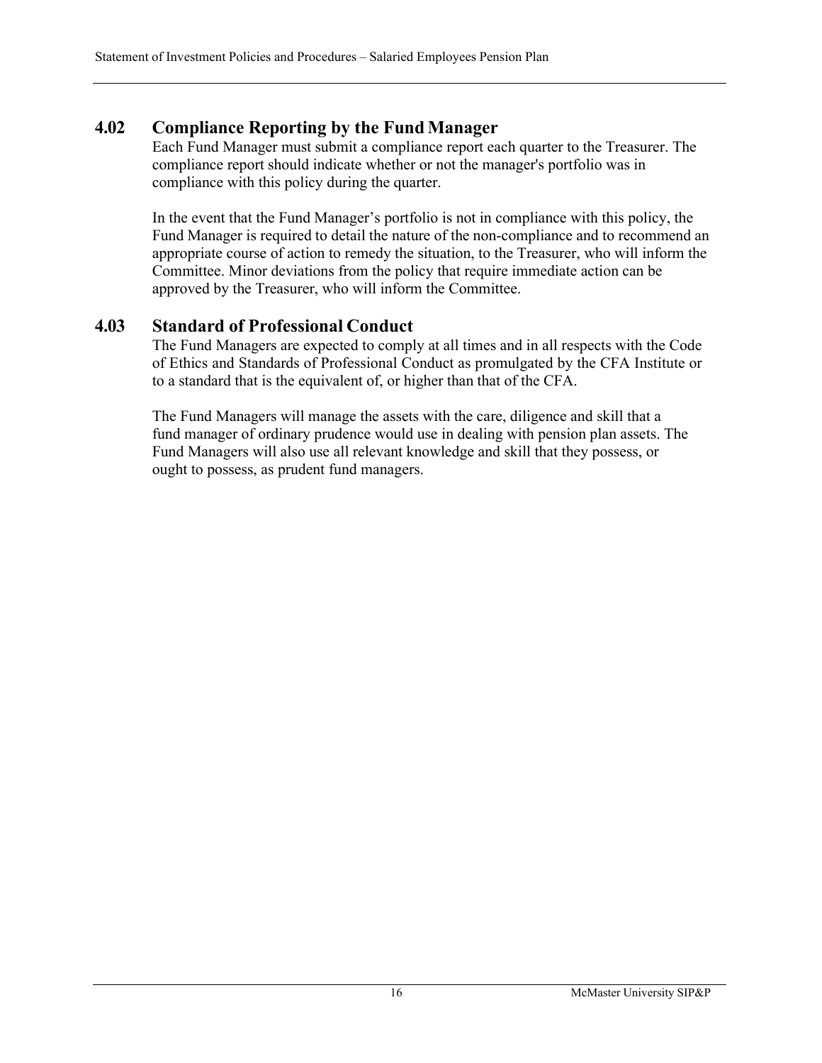## 4.02 Compliance Reporting by the Fund Manager

Each Fund Manager must submit a compliance report each quarter to the Treasurer. The compliance report should indicate whether or not the manager's portfolio was in compliance with this policy during the quarter.

In the event that the Fund Manager's portfolio is not in compliance with this policy, the Fund Manager is required to detail the nature of the non-compliance and to recommend an appropriate course of action to remedy the situation, to the Treasurer, who will inform the Committee. Minor deviations from the policy that require immediate action can be approved by the Treasurer, who will inform the Committee.

## 4.03 Standard of Professional Conduct

The Fund Managers are expected to comply at all times and in all respects with the Code of Ethics and Standards of Professional Conduct as promulgated by the CFA Institute or to a standard that is the equivalent of, or higher than that of the CFA.

The Fund Managers will manage the assets with the care, diligence and skill that a fund manager of ordinary prudence would use in dealing with pension plan assets. The Fund Managers will also use all relevant knowledge and skill that they possess, or ought to possess, as prudent fund managers.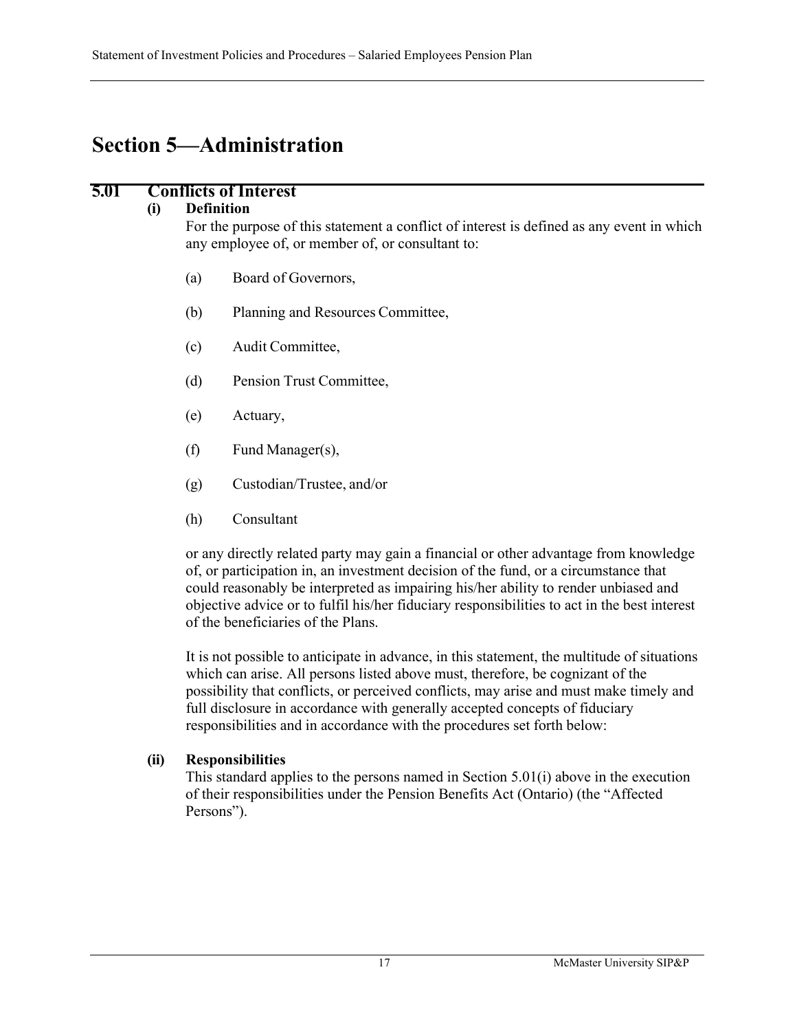# Section 5—Administration

## 5.01 Conflicts of Interest

**(i) Definition**

For the purpose of this statement a conflict of interest is defined as any event in which any employee of, or member of, or consultant to:

(a) Board of Governors,

(b) Planning and Resources Committee,

(c) Audit Committee,

(d) Pension Trust Committee,

(e) Actuary,

(f) Fund Manager(s),

(g) Custodian/Trustee, and/or

(h) Consultant

or any directly related party may gain a financial or other advantage from knowledge of, or participation in, an investment decision of the fund, or a circumstance that could reasonably be interpreted as impairing his/her ability to render unbiased and objective advice or to fulfil his/her fiduciary responsibilities to act in the best interest of the beneficiaries of the Plans.

It is not possible to anticipate in advance, in this statement, the multitude of situations which can arise. All persons listed above must, therefore, be cognizant of the possibility that conflicts, or perceived conflicts, may arise and must make timely and full disclosure in accordance with generally accepted concepts of fiduciary responsibilities and in accordance with the procedures set forth below:

**(ii) Responsibilities**

This standard applies to the persons named in Section 5.01(i) above in the execution of their responsibilities under the Pension Benefits Act (Ontario) (the "Affected Persons").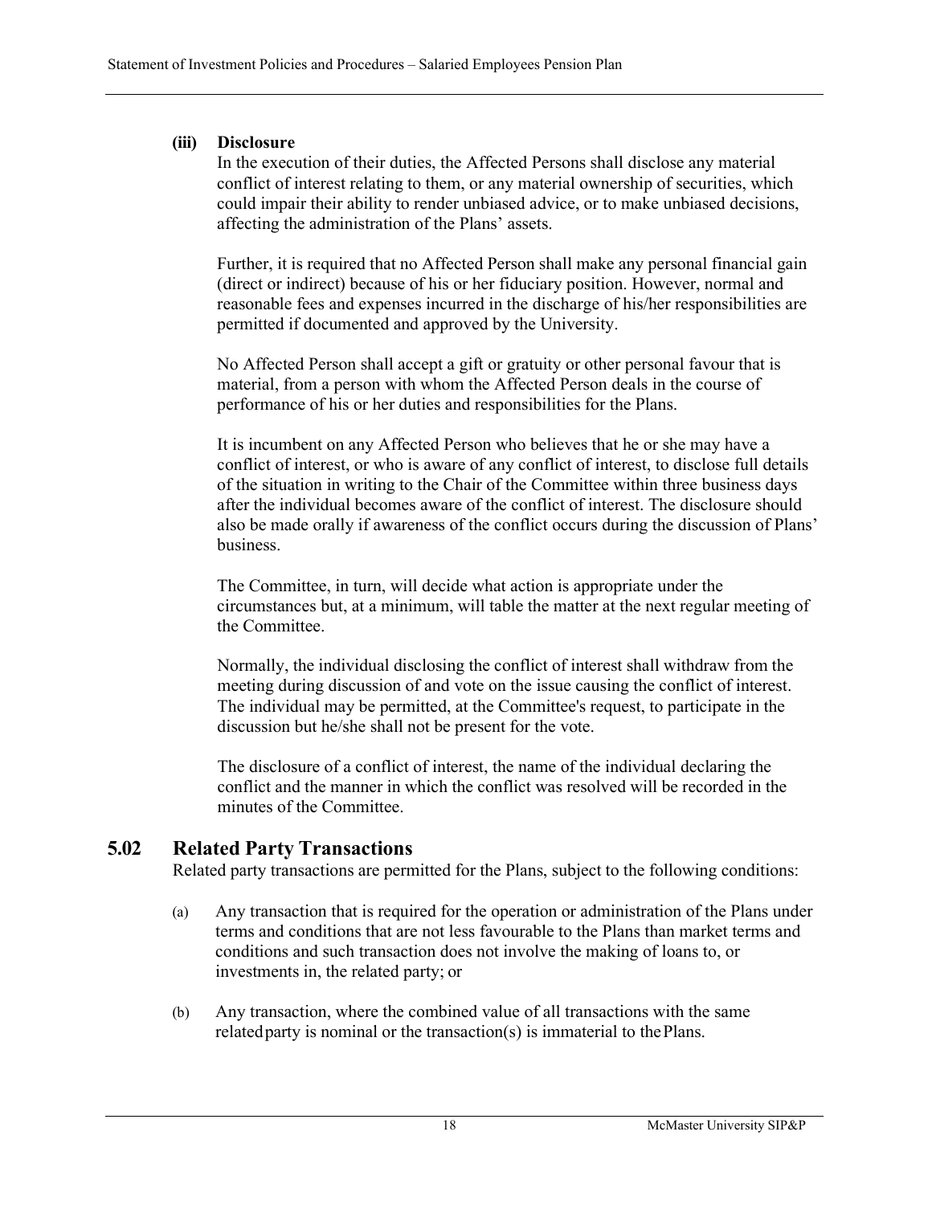**(iii) Disclosure**

In the execution of their duties, the Affected Persons shall disclose any material conflict of interest relating to them, or any material ownership of securities, which could impair their ability to render unbiased advice, or to make unbiased decisions, affecting the administration of the Plans' assets.

Further, it is required that no Affected Person shall make any personal financial gain (direct or indirect) because of his or her fiduciary position. However, normal and reasonable fees and expenses incurred in the discharge of his/her responsibilities are permitted if documented and approved by the University.

No Affected Person shall accept a gift or gratuity or other personal favour that is material, from a person with whom the Affected Person deals in the course of performance of his or her duties and responsibilities for the Plans.

It is incumbent on any Affected Person who believes that he or she may have a conflict of interest, or who is aware of any conflict of interest, to disclose full details of the situation in writing to the Chair of the Committee within three business days after the individual becomes aware of the conflict of interest. The disclosure should also be made orally if awareness of the conflict occurs during the discussion of Plans' business.

The Committee, in turn, will decide what action is appropriate under the circumstances but, at a minimum, will table the matter at the next regular meeting of the Committee.

Normally, the individual disclosing the conflict of interest shall withdraw from the meeting during discussion of and vote on the issue causing the conflict of interest. The individual may be permitted, at the Committee's request, to participate in the discussion but he/she shall not be present for the vote.

The disclosure of a conflict of interest, the name of the individual declaring the conflict and the manner in which the conflict was resolved will be recorded in the minutes of the Committee.

## 5.02 Related Party Transactions

Related party transactions are permitted for the Plans, subject to the following conditions:

(a) Any transaction that is required for the operation or administration of the Plans under terms and conditions that are not less favourable to the Plans than market terms and conditions and such transaction does not involve the making of loans to, or investments in, the related party; or

(b) Any transaction, where the combined value of all transactions with the same related party is nominal or the transaction(s) is immaterial to the Plans.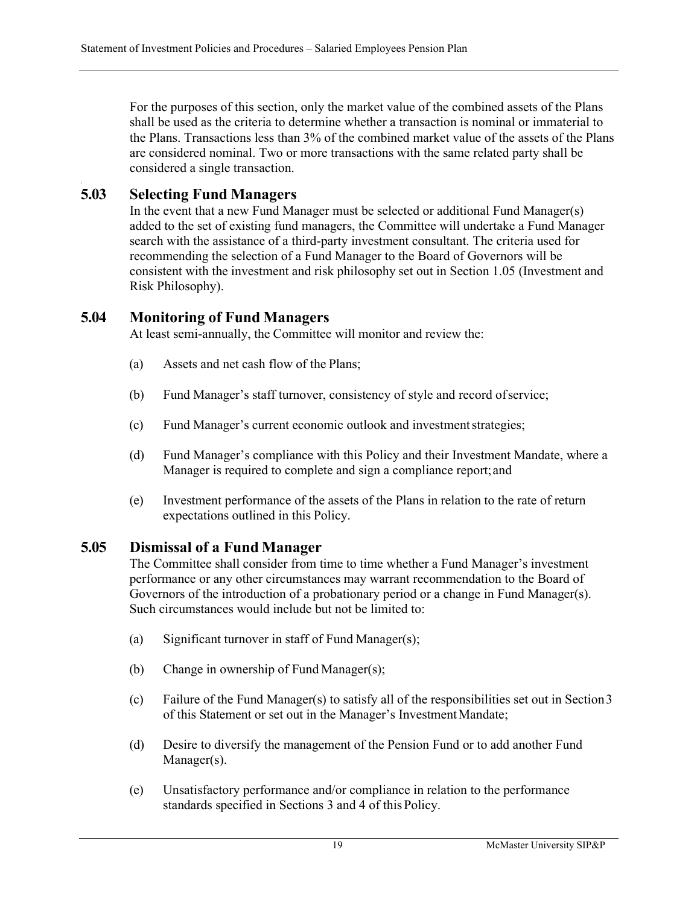For the purposes of this section, only the market value of the combined assets of the Plans shall be used as the criteria to determine whether a transaction is nominal or immaterial to the Plans. Transactions less than 3% of the combined market value of the assets of the Plans are considered nominal. Two or more transactions with the same related party shall be considered a single transaction.

### 5.03 Selecting Fund Managers

In the event that a new Fund Manager must be selected or additional Fund Manager(s) added to the set of existing fund managers, the Committee will undertake a Fund Manager search with the assistance of a third-party investment consultant. The criteria used for recommending the selection of a Fund Manager to the Board of Governors will be consistent with the investment and risk philosophy set out in Section 1.05 (Investment and Risk Philosophy).

### 5.04 Monitoring of Fund Managers

At least semi-annually, the Committee will monitor and review the:

(a) Assets and net cash flow of the Plans;

(b) Fund Manager's staff turnover, consistency of style and record of service;

(c) Fund Manager's current economic outlook and investment strategies;

(d) Fund Manager's compliance with this Policy and their Investment Mandate, where a Manager is required to complete and sign a compliance report; and

(e) Investment performance of the assets of the Plans in relation to the rate of return expectations outlined in this Policy.

### 5.05 Dismissal of a Fund Manager

The Committee shall consider from time to time whether a Fund Manager's investment performance or any other circumstances may warrant recommendation to the Board of Governors of the introduction of a probationary period or a change in Fund Manager(s). Such circumstances would include but not be limited to:

(a) Significant turnover in staff of Fund Manager(s);

(b) Change in ownership of Fund Manager(s);

(c) Failure of the Fund Manager(s) to satisfy all of the responsibilities set out in Section 3 of this Statement or set out in the Manager's Investment Mandate;

(d) Desire to diversify the management of the Pension Fund or to add another Fund Manager(s).

(e) Unsatisfactory performance and/or compliance in relation to the performance standards specified in Sections 3 and 4 of this Policy.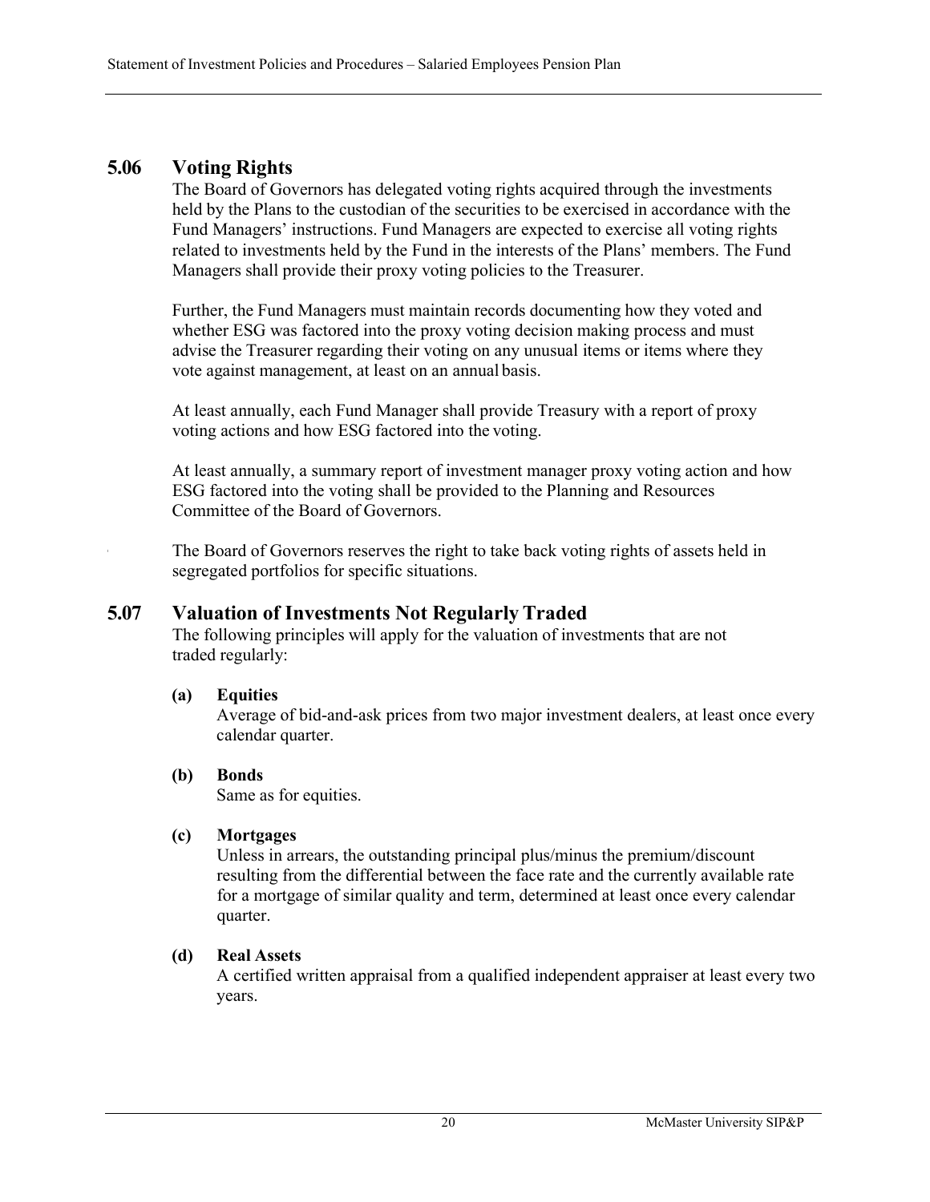## 5.06 Voting Rights

The Board of Governors has delegated voting rights acquired through the investments held by the Plans to the custodian of the securities to be exercised in accordance with the Fund Managers' instructions. Fund Managers are expected to exercise all voting rights related to investments held by the Fund in the interests of the Plans' members. The Fund Managers shall provide their proxy voting policies to the Treasurer.

Further, the Fund Managers must maintain records documenting how they voted and whether ESG was factored into the proxy voting decision making process and must advise the Treasurer regarding their voting on any unusual items or items where they vote against management, at least on an annual basis.

At least annually, each Fund Manager shall provide Treasury with a report of proxy voting actions and how ESG factored into the voting.

At least annually, a summary report of investment manager proxy voting action and how ESG factored into the voting shall be provided to the Planning and Resources Committee of the Board of Governors.

The Board of Governors reserves the right to take back voting rights of assets held in segregated portfolios for specific situations.

## 5.07 Valuation of Investments Not Regularly Traded

The following principles will apply for the valuation of investments that are not traded regularly:

**(a) Equities**

Average of bid-and-ask prices from two major investment dealers, at least once every calendar quarter.

**(b) Bonds**

Same as for equities.

**(c) Mortgages**

Unless in arrears, the outstanding principal plus/minus the premium/discount resulting from the differential between the face rate and the currently available rate for a mortgage of similar quality and term, determined at least once every calendar quarter.

**(d) Real Assets**

A certified written appraisal from a qualified independent appraiser at least every two years.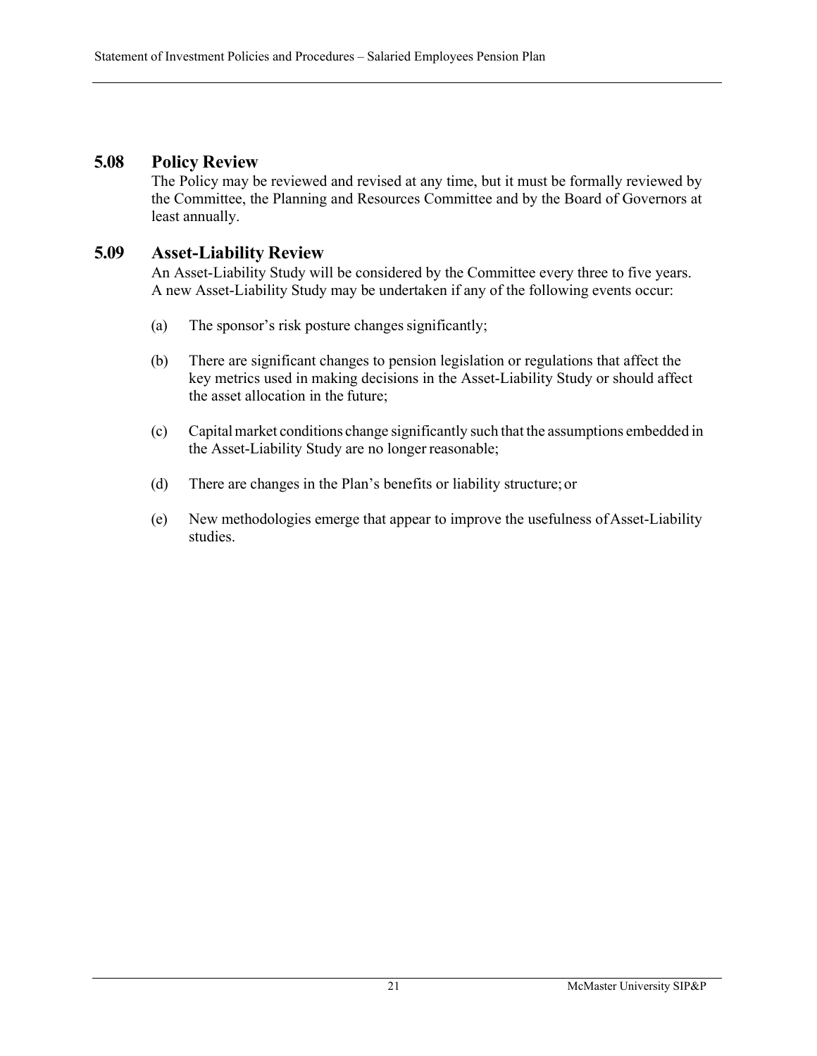## 5.08 Policy Review

The Policy may be reviewed and revised at any time, but it must be formally reviewed by the Committee, the Planning and Resources Committee and by the Board of Governors at least annually.

## 5.09 Asset-Liability Review

An Asset-Liability Study will be considered by the Committee every three to five years. A new Asset-Liability Study may be undertaken if any of the following events occur:

(a) The sponsor's risk posture changes significantly;

(b) There are significant changes to pension legislation or regulations that affect the key metrics used in making decisions in the Asset-Liability Study or should affect the asset allocation in the future;

(c) Capital market conditions change significantly such that the assumptions embedded in the Asset-Liability Study are no longer reasonable;

(d) There are changes in the Plan's benefits or liability structure; or

(e) New methodologies emerge that appear to improve the usefulness of Asset-Liability studies.